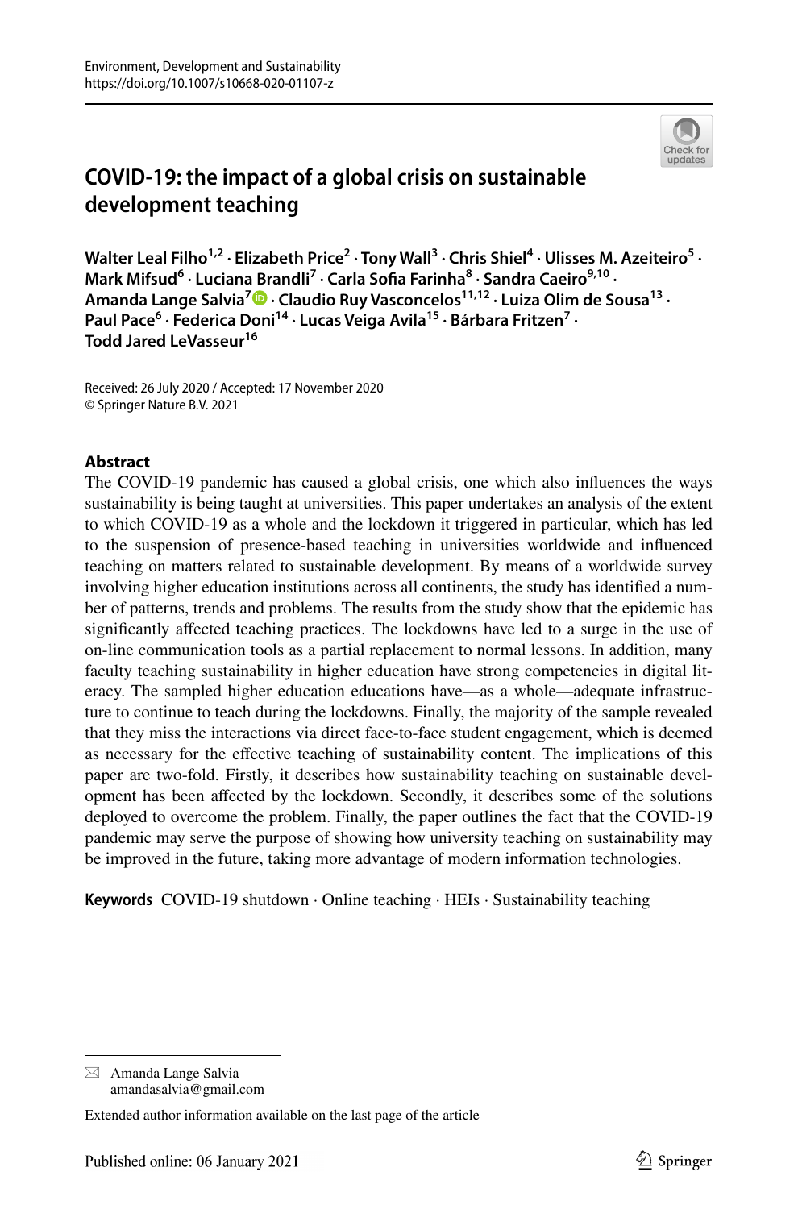Environment, Development and Sustainability
https://doi.org/10.1007/s10668-020-01107-z

# COVID-19: the impact of a global crisis on sustainable development teaching

**Walter Leal Filho[1,2] · Elizabeth Price[2] · Tony Wall[3] · Chris Shiel[4] · Ulisses M. Azeiteiro[5] · Mark Mifsud[6] · Luciana Brandli[7] · Carla Sofia Farinha[8] · Sandra Caeiro[9,10] · Amanda Lange Salvia[7] · Claudio Ruy Vasconcelos[11,12] · Luiza Olim de Sousa[13] · Paul Pace[6] · Federica Doni[14] · Lucas Veiga Avila[15] · Bárbara Fritzen[7] · Todd Jared LeVasseur[16]**

Received: 26 July 2020 / Accepted: 17 November 2020
© Springer Nature B.V. 2021

## Abstract

The COVID-19 pandemic has caused a global crisis, one which also influences the ways sustainability is being taught at universities. This paper undertakes an analysis of the extent to which COVID-19 as a whole and the lockdown it triggered in particular, which has led to the suspension of presence-based teaching in universities worldwide and influenced teaching on matters related to sustainable development. By means of a worldwide survey involving higher education institutions across all continents, the study has identified a number of patterns, trends and problems. The results from the study show that the epidemic has significantly affected teaching practices. The lockdowns have led to a surge in the use of on-line communication tools as a partial replacement to normal lessons. In addition, many faculty teaching sustainability in higher education have strong competencies in digital literacy. The sampled higher education educations have—as a whole—adequate infrastructure to continue to teach during the lockdowns. Finally, the majority of the sample revealed that they miss the interactions via direct face-to-face student engagement, which is deemed as necessary for the effective teaching of sustainability content. The implications of this paper are two-fold. Firstly, it describes how sustainability teaching on sustainable development has been affected by the lockdown. Secondly, it describes some of the solutions deployed to overcome the problem. Finally, the paper outlines the fact that the COVID-19 pandemic may serve the purpose of showing how university teaching on sustainability may be improved in the future, taking more advantage of modern information technologies.

**Keywords** COVID-19 shutdown · Online teaching · HEIs · Sustainability teaching

✉ Amanda Lange Salvia
amandasalvia@gmail.com

Extended author information available on the last page of the article

Published online: 06 January 2021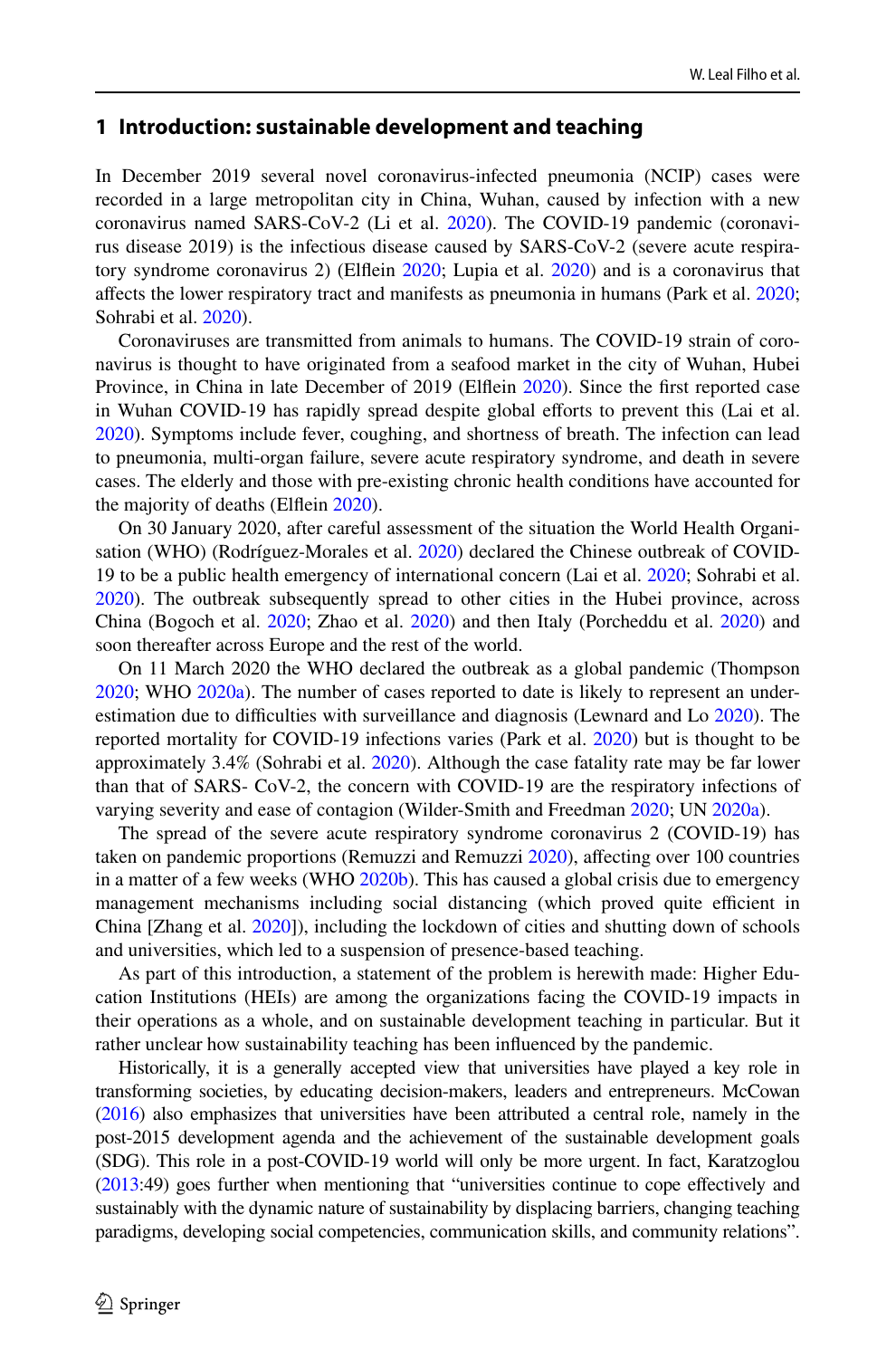## 1 Introduction: sustainable development and teaching

In December 2019 several novel coronavirus-infected pneumonia (NCIP) cases were recorded in a large metropolitan city in China, Wuhan, caused by infection with a new coronavirus named SARS-CoV-2 (Li et al. 2020). The COVID-19 pandemic (coronavirus disease 2019) is the infectious disease caused by SARS-CoV-2 (severe acute respiratory syndrome coronavirus 2) (Elflein 2020; Lupia et al. 2020) and is a coronavirus that affects the lower respiratory tract and manifests as pneumonia in humans (Park et al. 2020; Sohrabi et al. 2020).

Coronaviruses are transmitted from animals to humans. The COVID-19 strain of coronavirus is thought to have originated from a seafood market in the city of Wuhan, Hubei Province, in China in late December of 2019 (Elflein 2020). Since the first reported case in Wuhan COVID-19 has rapidly spread despite global efforts to prevent this (Lai et al. 2020). Symptoms include fever, coughing, and shortness of breath. The infection can lead to pneumonia, multi-organ failure, severe acute respiratory syndrome, and death in severe cases. The elderly and those with pre-existing chronic health conditions have accounted for the majority of deaths (Elflein 2020).

On 30 January 2020, after careful assessment of the situation the World Health Organisation (WHO) (Rodríguez-Morales et al. 2020) declared the Chinese outbreak of COVID-19 to be a public health emergency of international concern (Lai et al. 2020; Sohrabi et al. 2020). The outbreak subsequently spread to other cities in the Hubei province, across China (Bogoch et al. 2020; Zhao et al. 2020) and then Italy (Porcheddu et al. 2020) and soon thereafter across Europe and the rest of the world.

On 11 March 2020 the WHO declared the outbreak as a global pandemic (Thompson 2020; WHO 2020a). The number of cases reported to date is likely to represent an underestimation due to difficulties with surveillance and diagnosis (Lewnard and Lo 2020). The reported mortality for COVID-19 infections varies (Park et al. 2020) but is thought to be approximately 3.4% (Sohrabi et al. 2020). Although the case fatality rate may be far lower than that of SARS- CoV-2, the concern with COVID-19 are the respiratory infections of varying severity and ease of contagion (Wilder-Smith and Freedman 2020; UN 2020a).

The spread of the severe acute respiratory syndrome coronavirus 2 (COVID-19) has taken on pandemic proportions (Remuzzi and Remuzzi 2020), affecting over 100 countries in a matter of a few weeks (WHO 2020b). This has caused a global crisis due to emergency management mechanisms including social distancing (which proved quite efficient in China [Zhang et al. 2020]), including the lockdown of cities and shutting down of schools and universities, which led to a suspension of presence-based teaching.

As part of this introduction, a statement of the problem is herewith made: Higher Education Institutions (HEIs) are among the organizations facing the COVID-19 impacts in their operations as a whole, and on sustainable development teaching in particular. But it rather unclear how sustainability teaching has been influenced by the pandemic.

Historically, it is a generally accepted view that universities have played a key role in transforming societies, by educating decision-makers, leaders and entrepreneurs. McCowan (2016) also emphasizes that universities have been attributed a central role, namely in the post-2015 development agenda and the achievement of the sustainable development goals (SDG). This role in a post-COVID-19 world will only be more urgent. In fact, Karatzoglou (2013:49) goes further when mentioning that "universities continue to cope effectively and sustainably with the dynamic nature of sustainability by displacing barriers, changing teaching paradigms, developing social competencies, communication skills, and community relations".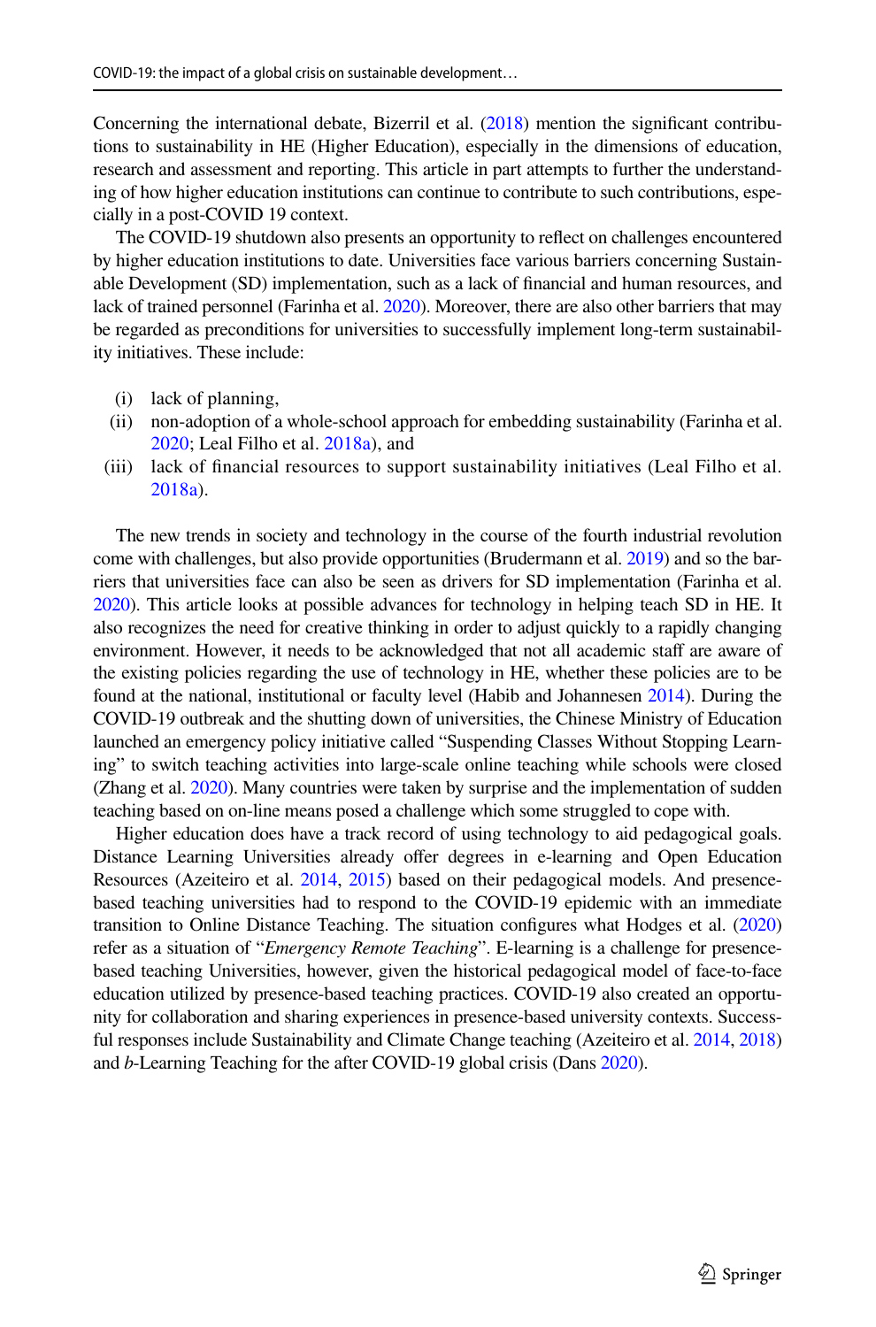Concerning the international debate, Bizerril et al. (2018) mention the significant contributions to sustainability in HE (Higher Education), especially in the dimensions of education, research and assessment and reporting. This article in part attempts to further the understanding of how higher education institutions can continue to contribute to such contributions, especially in a post-COVID 19 context.

The COVID-19 shutdown also presents an opportunity to reflect on challenges encountered by higher education institutions to date. Universities face various barriers concerning Sustainable Development (SD) implementation, such as a lack of financial and human resources, and lack of trained personnel (Farinha et al. 2020). Moreover, there are also other barriers that may be regarded as preconditions for universities to successfully implement long-term sustainability initiatives. These include:

- (i) lack of planning,
- (ii) non-adoption of a whole-school approach for embedding sustainability (Farinha et al. 2020; Leal Filho et al. 2018a), and
- (iii) lack of financial resources to support sustainability initiatives (Leal Filho et al. 2018a).

The new trends in society and technology in the course of the fourth industrial revolution come with challenges, but also provide opportunities (Brudermann et al. 2019) and so the barriers that universities face can also be seen as drivers for SD implementation (Farinha et al. 2020). This article looks at possible advances for technology in helping teach SD in HE. It also recognizes the need for creative thinking in order to adjust quickly to a rapidly changing environment. However, it needs to be acknowledged that not all academic staff are aware of the existing policies regarding the use of technology in HE, whether these policies are to be found at the national, institutional or faculty level (Habib and Johannesen 2014). During the COVID-19 outbreak and the shutting down of universities, the Chinese Ministry of Education launched an emergency policy initiative called "Suspending Classes Without Stopping Learning" to switch teaching activities into large-scale online teaching while schools were closed (Zhang et al. 2020). Many countries were taken by surprise and the implementation of sudden teaching based on on-line means posed a challenge which some struggled to cope with.

Higher education does have a track record of using technology to aid pedagogical goals. Distance Learning Universities already offer degrees in e-learning and Open Education Resources (Azeiteiro et al. 2014, 2015) based on their pedagogical models. And presence-based teaching universities had to respond to the COVID-19 epidemic with an immediate transition to Online Distance Teaching. The situation configures what Hodges et al. (2020) refer as a situation of "*Emergency Remote Teaching*". E-learning is a challenge for presence-based teaching Universities, however, given the historical pedagogical model of face-to-face education utilized by presence-based teaching practices. COVID-19 also created an opportunity for collaboration and sharing experiences in presence-based university contexts. Successful responses include Sustainability and Climate Change teaching (Azeiteiro et al. 2014, 2018) and *b*-Learning Teaching for the after COVID-19 global crisis (Dans 2020).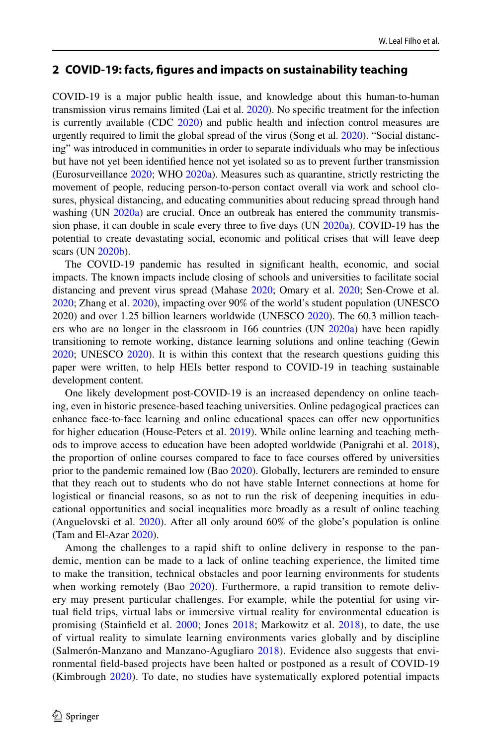## 2 COVID-19: facts, figures and impacts on sustainability teaching

COVID-19 is a major public health issue, and knowledge about this human-to-human transmission virus remains limited (Lai et al. 2020). No specific treatment for the infection is currently available (CDC 2020) and public health and infection control measures are urgently required to limit the global spread of the virus (Song et al. 2020). "Social distancing" was introduced in communities in order to separate individuals who may be infectious but have not yet been identified hence not yet isolated so as to prevent further transmission (Eurosurveillance 2020; WHO 2020a). Measures such as quarantine, strictly restricting the movement of people, reducing person-to-person contact overall via work and school closures, physical distancing, and educating communities about reducing spread through hand washing (UN 2020a) are crucial. Once an outbreak has entered the community transmission phase, it can double in scale every three to five days (UN 2020a). COVID-19 has the potential to create devastating social, economic and political crises that will leave deep scars (UN 2020b).

The COVID-19 pandemic has resulted in significant health, economic, and social impacts. The known impacts include closing of schools and universities to facilitate social distancing and prevent virus spread (Mahase 2020; Omary et al. 2020; Sen-Crowe et al. 2020; Zhang et al. 2020), impacting over 90% of the world's student population (UNESCO 2020) and over 1.25 billion learners worldwide (UNESCO 2020). The 60.3 million teachers who are no longer in the classroom in 166 countries (UN 2020a) have been rapidly transitioning to remote working, distance learning solutions and online teaching (Gewin 2020; UNESCO 2020). It is within this context that the research questions guiding this paper were written, to help HEIs better respond to COVID-19 in teaching sustainable development content.

One likely development post-COVID-19 is an increased dependency on online teaching, even in historic presence-based teaching universities. Online pedagogical practices can enhance face-to-face learning and online educational spaces can offer new opportunities for higher education (House-Peters et al. 2019). While online learning and teaching methods to improve access to education have been adopted worldwide (Panigrahi et al. 2018), the proportion of online courses compared to face to face courses offered by universities prior to the pandemic remained low (Bao 2020). Globally, lecturers are reminded to ensure that they reach out to students who do not have stable Internet connections at home for logistical or financial reasons, so as not to run the risk of deepening inequities in educational opportunities and social inequalities more broadly as a result of online teaching (Anguelovski et al. 2020). After all only around 60% of the globe's population is online (Tam and El-Azar 2020).

Among the challenges to a rapid shift to online delivery in response to the pandemic, mention can be made to a lack of online teaching experience, the limited time to make the transition, technical obstacles and poor learning environments for students when working remotely (Bao 2020). Furthermore, a rapid transition to remote delivery may present particular challenges. For example, while the potential for using virtual field trips, virtual labs or immersive virtual reality for environmental education is promising (Stainfield et al. 2000; Jones 2018; Markowitz et al. 2018), to date, the use of virtual reality to simulate learning environments varies globally and by discipline (Salmerón-Manzano and Manzano-Agugliaro 2018). Evidence also suggests that environmental field-based projects have been halted or postponed as a result of COVID-19 (Kimbrough 2020). To date, no studies have systematically explored potential impacts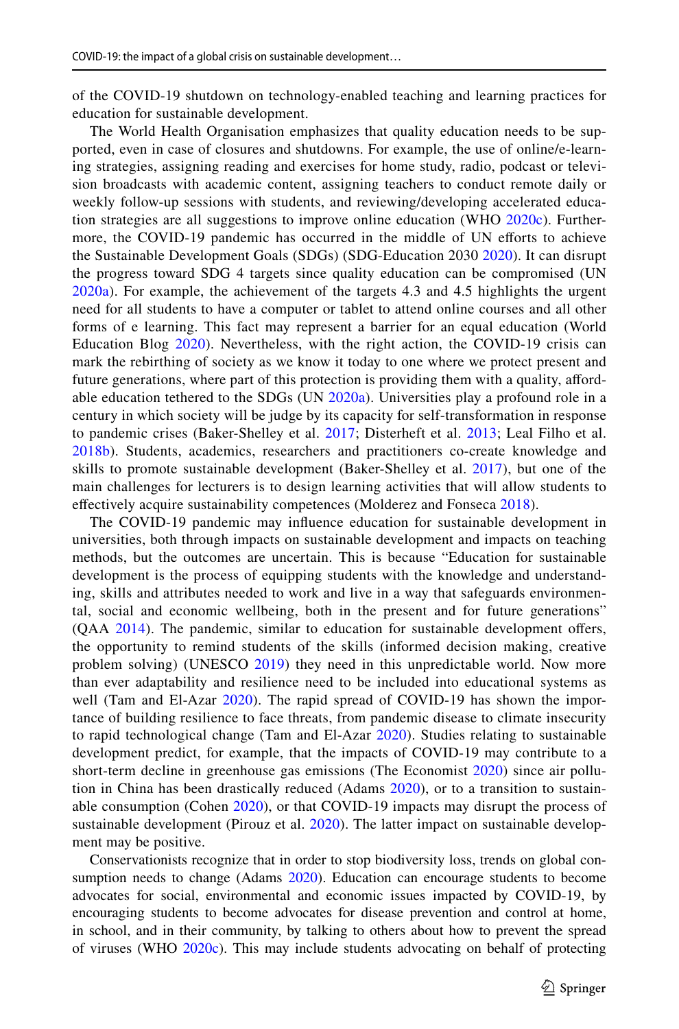of the COVID-19 shutdown on technology-enabled teaching and learning practices for education for sustainable development.

The World Health Organisation emphasizes that quality education needs to be supported, even in case of closures and shutdowns. For example, the use of online/e-learning strategies, assigning reading and exercises for home study, radio, podcast or television broadcasts with academic content, assigning teachers to conduct remote daily or weekly follow-up sessions with students, and reviewing/developing accelerated education strategies are all suggestions to improve online education (WHO 2020c). Furthermore, the COVID-19 pandemic has occurred in the middle of UN efforts to achieve the Sustainable Development Goals (SDGs) (SDG-Education 2030 2020). It can disrupt the progress toward SDG 4 targets since quality education can be compromised (UN 2020a). For example, the achievement of the targets 4.3 and 4.5 highlights the urgent need for all students to have a computer or tablet to attend online courses and all other forms of e learning. This fact may represent a barrier for an equal education (World Education Blog 2020). Nevertheless, with the right action, the COVID-19 crisis can mark the rebirthing of society as we know it today to one where we protect present and future generations, where part of this protection is providing them with a quality, affordable education tethered to the SDGs (UN 2020a). Universities play a profound role in a century in which society will be judge by its capacity for self-transformation in response to pandemic crises (Baker-Shelley et al. 2017; Disterheft et al. 2013; Leal Filho et al. 2018b). Students, academics, researchers and practitioners co-create knowledge and skills to promote sustainable development (Baker-Shelley et al. 2017), but one of the main challenges for lecturers is to design learning activities that will allow students to effectively acquire sustainability competences (Molderez and Fonseca 2018).

The COVID-19 pandemic may influence education for sustainable development in universities, both through impacts on sustainable development and impacts on teaching methods, but the outcomes are uncertain. This is because "Education for sustainable development is the process of equipping students with the knowledge and understanding, skills and attributes needed to work and live in a way that safeguards environmental, social and economic wellbeing, both in the present and for future generations" (QAA 2014). The pandemic, similar to education for sustainable development offers, the opportunity to remind students of the skills (informed decision making, creative problem solving) (UNESCO 2019) they need in this unpredictable world. Now more than ever adaptability and resilience need to be included into educational systems as well (Tam and El-Azar 2020). The rapid spread of COVID-19 has shown the importance of building resilience to face threats, from pandemic disease to climate insecurity to rapid technological change (Tam and El-Azar 2020). Studies relating to sustainable development predict, for example, that the impacts of COVID-19 may contribute to a short-term decline in greenhouse gas emissions (The Economist 2020) since air pollution in China has been drastically reduced (Adams 2020), or to a transition to sustainable consumption (Cohen 2020), or that COVID-19 impacts may disrupt the process of sustainable development (Pirouz et al. 2020). The latter impact on sustainable development may be positive.

Conservationists recognize that in order to stop biodiversity loss, trends on global consumption needs to change (Adams 2020). Education can encourage students to become advocates for social, environmental and economic issues impacted by COVID-19, by encouraging students to become advocates for disease prevention and control at home, in school, and in their community, by talking to others about how to prevent the spread of viruses (WHO 2020c). This may include students advocating on behalf of protecting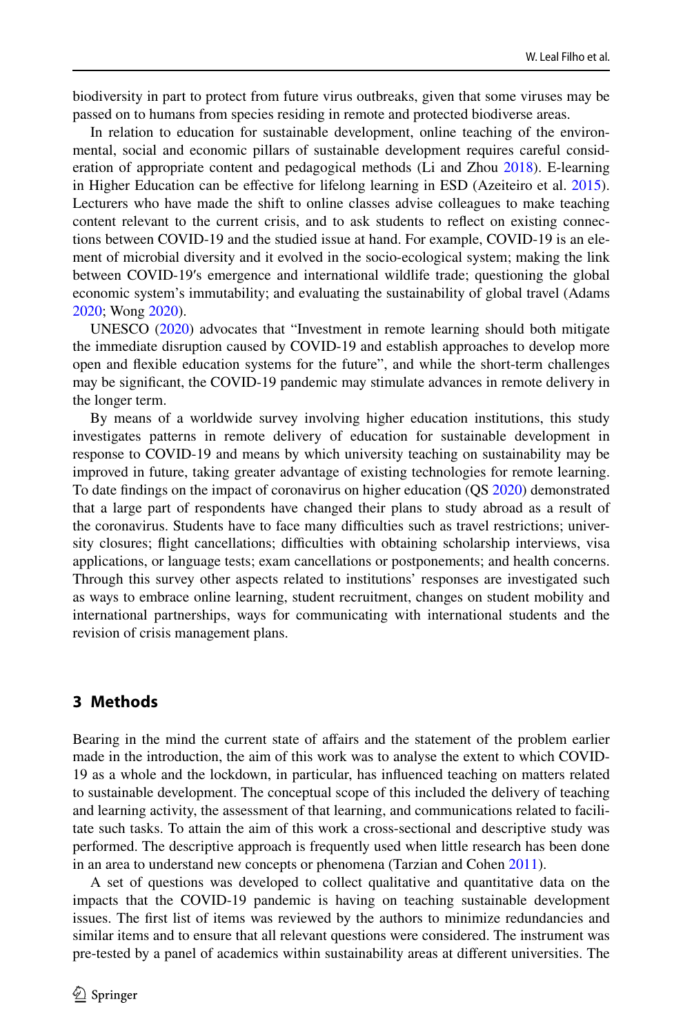biodiversity in part to protect from future virus outbreaks, given that some viruses may be passed on to humans from species residing in remote and protected biodiverse areas.

In relation to education for sustainable development, online teaching of the environmental, social and economic pillars of sustainable development requires careful consideration of appropriate content and pedagogical methods (Li and Zhou 2018). E-learning in Higher Education can be effective for lifelong learning in ESD (Azeiteiro et al. 2015). Lecturers who have made the shift to online classes advise colleagues to make teaching content relevant to the current crisis, and to ask students to reflect on existing connections between COVID-19 and the studied issue at hand. For example, COVID-19 is an element of microbial diversity and it evolved in the socio-ecological system; making the link between COVID-19′s emergence and international wildlife trade; questioning the global economic system's immutability; and evaluating the sustainability of global travel (Adams 2020; Wong 2020).

UNESCO (2020) advocates that "Investment in remote learning should both mitigate the immediate disruption caused by COVID-19 and establish approaches to develop more open and flexible education systems for the future", and while the short-term challenges may be significant, the COVID-19 pandemic may stimulate advances in remote delivery in the longer term.

By means of a worldwide survey involving higher education institutions, this study investigates patterns in remote delivery of education for sustainable development in response to COVID-19 and means by which university teaching on sustainability may be improved in future, taking greater advantage of existing technologies for remote learning. To date findings on the impact of coronavirus on higher education (QS 2020) demonstrated that a large part of respondents have changed their plans to study abroad as a result of the coronavirus. Students have to face many difficulties such as travel restrictions; university closures; flight cancellations; difficulties with obtaining scholarship interviews, visa applications, or language tests; exam cancellations or postponements; and health concerns. Through this survey other aspects related to institutions' responses are investigated such as ways to embrace online learning, student recruitment, changes on student mobility and international partnerships, ways for communicating with international students and the revision of crisis management plans.

## 3 Methods

Bearing in the mind the current state of affairs and the statement of the problem earlier made in the introduction, the aim of this work was to analyse the extent to which COVID-19 as a whole and the lockdown, in particular, has influenced teaching on matters related to sustainable development. The conceptual scope of this included the delivery of teaching and learning activity, the assessment of that learning, and communications related to facilitate such tasks. To attain the aim of this work a cross-sectional and descriptive study was performed. The descriptive approach is frequently used when little research has been done in an area to understand new concepts or phenomena (Tarzian and Cohen 2011).

A set of questions was developed to collect qualitative and quantitative data on the impacts that the COVID-19 pandemic is having on teaching sustainable development issues. The first list of items was reviewed by the authors to minimize redundancies and similar items and to ensure that all relevant questions were considered. The instrument was pre-tested by a panel of academics within sustainability areas at different universities. The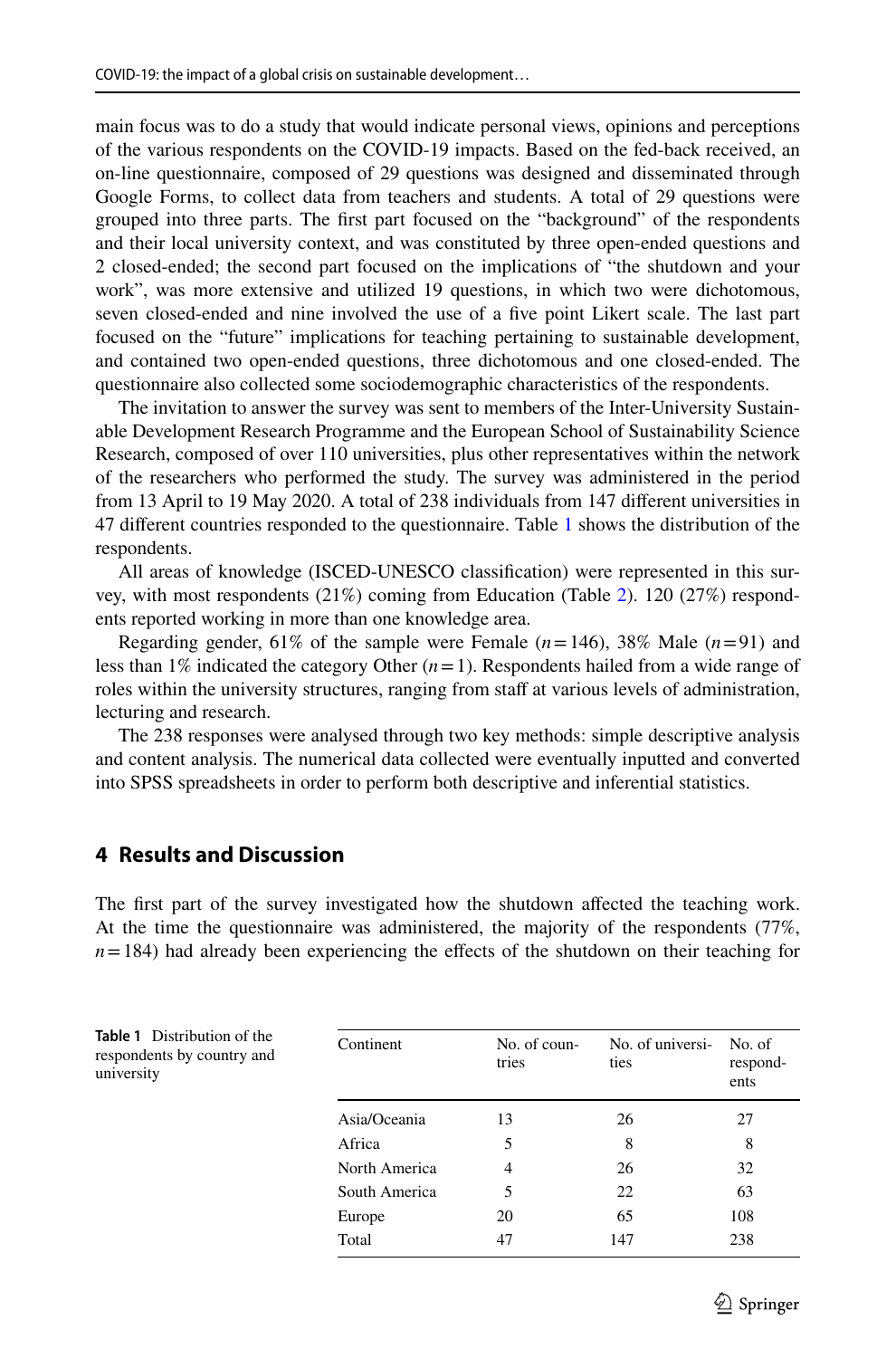main focus was to do a study that would indicate personal views, opinions and perceptions of the various respondents on the COVID-19 impacts. Based on the fed-back received, an on-line questionnaire, composed of 29 questions was designed and disseminated through Google Forms, to collect data from teachers and students. A total of 29 questions were grouped into three parts. The first part focused on the "background" of the respondents and their local university context, and was constituted by three open-ended questions and 2 closed-ended; the second part focused on the implications of "the shutdown and your work", was more extensive and utilized 19 questions, in which two were dichotomous, seven closed-ended and nine involved the use of a five point Likert scale. The last part focused on the "future" implications for teaching pertaining to sustainable development, and contained two open-ended questions, three dichotomous and one closed-ended. The questionnaire also collected some sociodemographic characteristics of the respondents.

The invitation to answer the survey was sent to members of the Inter-University Sustainable Development Research Programme and the European School of Sustainability Science Research, composed of over 110 universities, plus other representatives within the network of the researchers who performed the study. The survey was administered in the period from 13 April to 19 May 2020. A total of 238 individuals from 147 different universities in 47 different countries responded to the questionnaire. Table 1 shows the distribution of the respondents.

All areas of knowledge (ISCED-UNESCO classification) were represented in this survey, with most respondents (21%) coming from Education (Table 2). 120 (27%) respondents reported working in more than one knowledge area.

Regarding gender, 61% of the sample were Female ($n = 146$), 38% Male ($n = 91$) and less than 1% indicated the category Other ($n = 1$). Respondents hailed from a wide range of roles within the university structures, ranging from staff at various levels of administration, lecturing and research.

The 238 responses were analysed through two key methods: simple descriptive analysis and content analysis. The numerical data collected were eventually inputted and converted into SPSS spreadsheets in order to perform both descriptive and inferential statistics.

## 4 Results and Discussion

The first part of the survey investigated how the shutdown affected the teaching work. At the time the questionnaire was administered, the majority of the respondents (77%, $n = 184$) had already been experiencing the effects of the shutdown on their teaching for

**Table 1** Distribution of the respondents by country and university

| Continent | No. of countries | No. of universities | No. of respondents |
|---|---|---|---|
| Asia/Oceania | 13 | 26 | 27 |
| Africa | 5 | 8 | 8 |
| North America | 4 | 26 | 32 |
| South America | 5 | 22 | 63 |
| Europe | 20 | 65 | 108 |
| Total | 47 | 147 | 238 |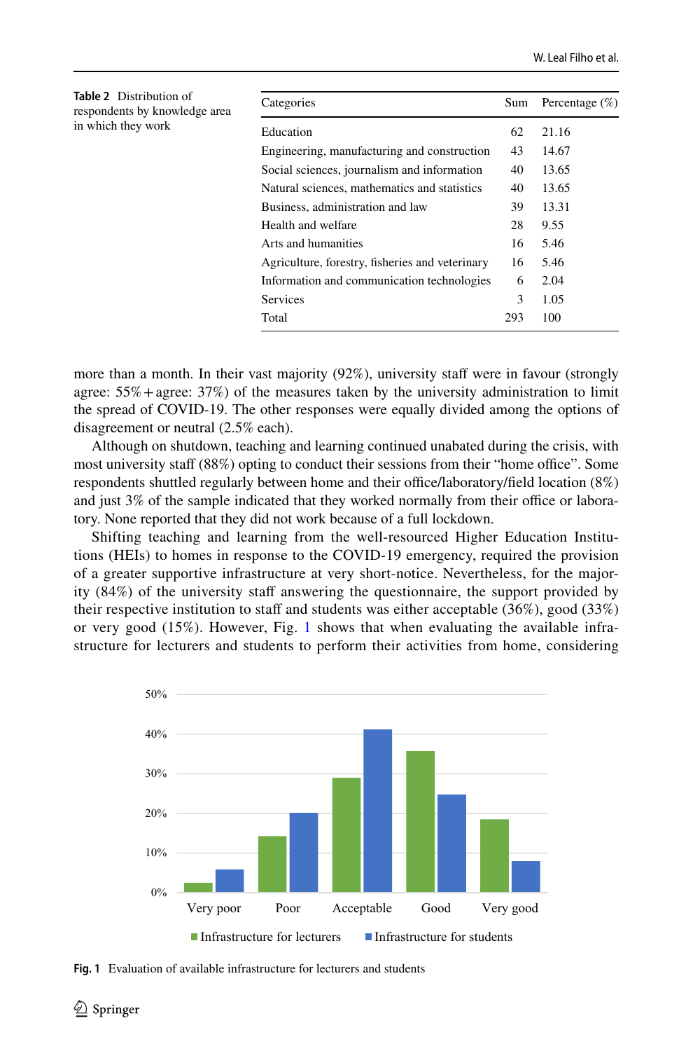**Table 2** Distribution of respondents by knowledge area in which they work

| Categories | Sum | Percentage (%) |
|---|---|---|
| Education | 62 | 21.16 |
| Engineering, manufacturing and construction | 43 | 14.67 |
| Social sciences, journalism and information | 40 | 13.65 |
| Natural sciences, mathematics and statistics | 40 | 13.65 |
| Business, administration and law | 39 | 13.31 |
| Health and welfare | 28 | 9.55 |
| Arts and humanities | 16 | 5.46 |
| Agriculture, forestry, fisheries and veterinary | 16 | 5.46 |
| Information and communication technologies | 6 | 2.04 |
| Services | 3 | 1.05 |
| Total | 293 | 100 |

more than a month. In their vast majority (92%), university staff were in favour (strongly agree: 55% + agree: 37%) of the measures taken by the university administration to limit the spread of COVID-19. The other responses were equally divided among the options of disagreement or neutral (2.5% each).

Although on shutdown, teaching and learning continued unabated during the crisis, with most university staff (88%) opting to conduct their sessions from their "home office". Some respondents shuttled regularly between home and their office/laboratory/field location (8%) and just 3% of the sample indicated that they worked normally from their office or laboratory. None reported that they did not work because of a full lockdown.

Shifting teaching and learning from the well-resourced Higher Education Institutions (HEIs) to homes in response to the COVID-19 emergency, required the provision of a greater supportive infrastructure at very short-notice. Nevertheless, for the majority (84%) of the university staff answering the questionnaire, the support provided by their respective institution to staff and students was either acceptable (36%), good (33%) or very good (15%). However, Fig. 1 shows that when evaluating the available infrastructure for lecturers and students to perform their activities from home, considering

Fig. 1 Evaluation of available infrastructure for lecturers and students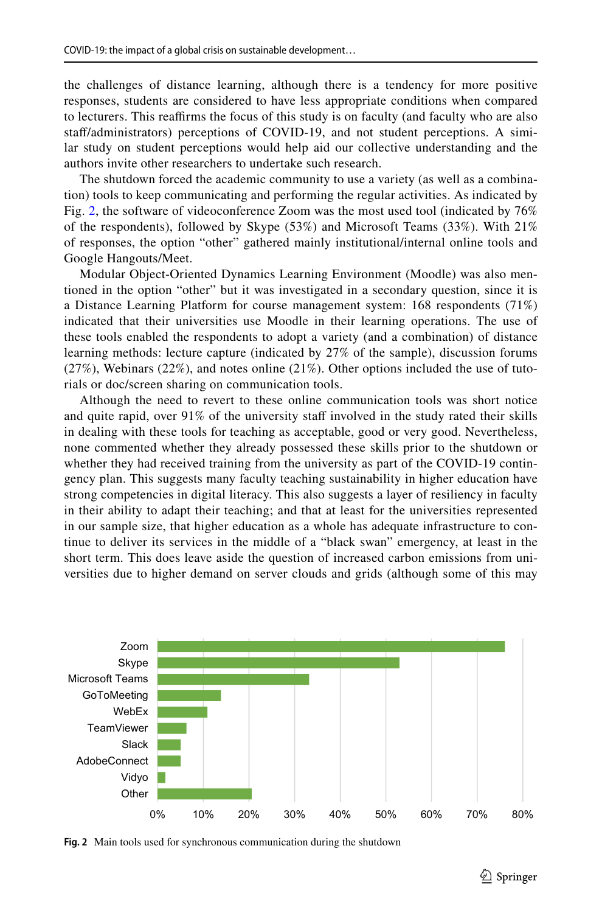the challenges of distance learning, although there is a tendency for more positive responses, students are considered to have less appropriate conditions when compared to lecturers. This reaffirms the focus of this study is on faculty (and faculty who are also staff/administrators) perceptions of COVID-19, and not student perceptions. A similar study on student perceptions would help aid our collective understanding and the authors invite other researchers to undertake such research.

The shutdown forced the academic community to use a variety (as well as a combination) tools to keep communicating and performing the regular activities. As indicated by Fig. 2, the software of videoconference Zoom was the most used tool (indicated by 76% of the respondents), followed by Skype (53%) and Microsoft Teams (33%). With 21% of responses, the option "other" gathered mainly institutional/internal online tools and Google Hangouts/Meet.

Modular Object-Oriented Dynamics Learning Environment (Moodle) was also mentioned in the option "other" but it was investigated in a secondary question, since it is a Distance Learning Platform for course management system: 168 respondents (71%) indicated that their universities use Moodle in their learning operations. The use of these tools enabled the respondents to adopt a variety (and a combination) of distance learning methods: lecture capture (indicated by 27% of the sample), discussion forums (27%), Webinars (22%), and notes online (21%). Other options included the use of tutorials or doc/screen sharing on communication tools.

Although the need to revert to these online communication tools was short notice and quite rapid, over 91% of the university staff involved in the study rated their skills in dealing with these tools for teaching as acceptable, good or very good. Nevertheless, none commented whether they already possessed these skills prior to the shutdown or whether they had received training from the university as part of the COVID-19 contingency plan. This suggests many faculty teaching sustainability in higher education have strong competencies in digital literacy. This also suggests a layer of resiliency in faculty in their ability to adapt their teaching; and that at least for the universities represented in our sample size, that higher education as a whole has adequate infrastructure to continue to deliver its services in the middle of a "black swan" emergency, at least in the short term. This does leave aside the question of increased carbon emissions from universities due to higher demand on server clouds and grids (although some of this may

**Fig. 2** Main tools used for synchronous communication during the shutdown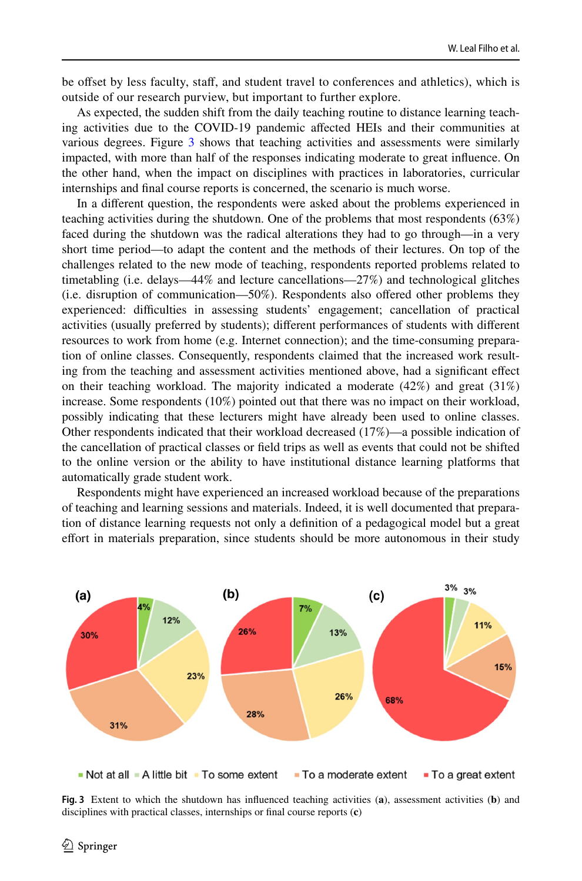be offset by less faculty, staff, and student travel to conferences and athletics), which is outside of our research purview, but important to further explore.

As expected, the sudden shift from the daily teaching routine to distance learning teaching activities due to the COVID-19 pandemic affected HEIs and their communities at various degrees. Figure 3 shows that teaching activities and assessments were similarly impacted, with more than half of the responses indicating moderate to great influence. On the other hand, when the impact on disciplines with practices in laboratories, curricular internships and final course reports is concerned, the scenario is much worse.

In a different question, the respondents were asked about the problems experienced in teaching activities during the shutdown. One of the problems that most respondents (63%) faced during the shutdown was the radical alterations they had to go through—in a very short time period—to adapt the content and the methods of their lectures. On top of the challenges related to the new mode of teaching, respondents reported problems related to timetabling (i.e. delays—44% and lecture cancellations—27%) and technological glitches (i.e. disruption of communication—50%). Respondents also offered other problems they experienced: difficulties in assessing students' engagement; cancellation of practical activities (usually preferred by students); different performances of students with different resources to work from home (e.g. Internet connection); and the time-consuming preparation of online classes. Consequently, respondents claimed that the increased work resulting from the teaching and assessment activities mentioned above, had a significant effect on their teaching workload. The majority indicated a moderate (42%) and great (31%) increase. Some respondents (10%) pointed out that there was no impact on their workload, possibly indicating that these lecturers might have already been used to online classes. Other respondents indicated that their workload decreased (17%)—a possible indication of the cancellation of practical classes or field trips as well as events that could not be shifted to the online version or the ability to have institutional distance learning platforms that automatically grade student work.

Respondents might have experienced an increased workload because of the preparations of teaching and learning sessions and materials. Indeed, it is well documented that preparation of distance learning requests not only a definition of a pedagogical model but a great effort in materials preparation, since students should be more autonomous in their study

**Fig. 3** Extent to which the shutdown has influenced teaching activities (**a**), assessment activities (**b**) and disciplines with practical classes, internships or final course reports (**c**)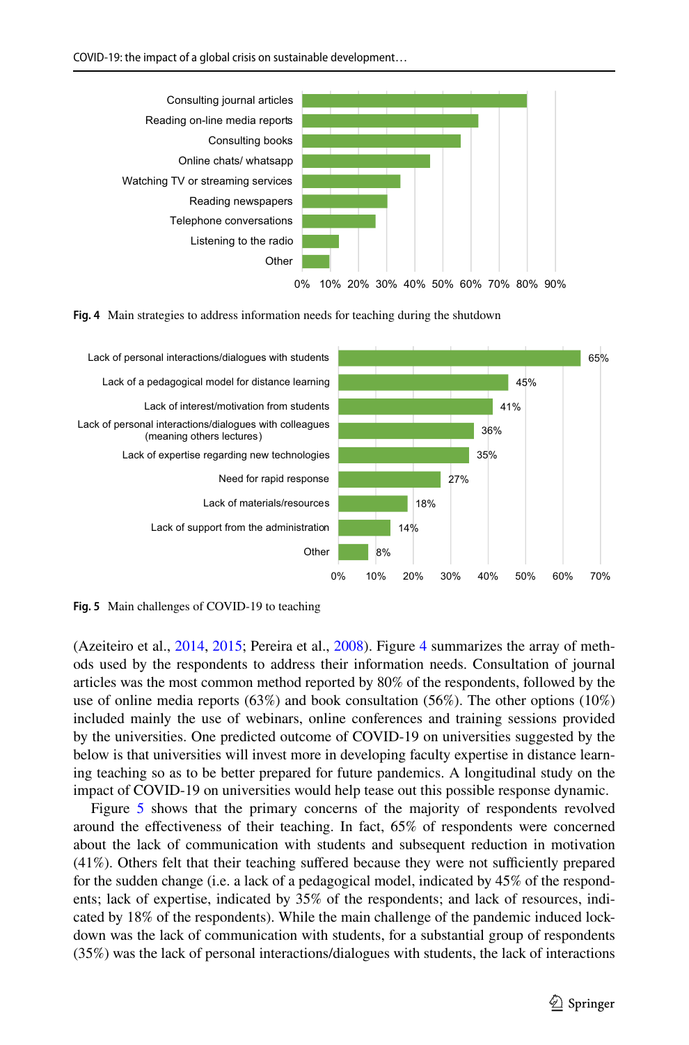Fig. 4 Main strategies to address information needs for teaching during the shutdown

Fig. 5 Main challenges of COVID-19 to teaching

(Azeiteiro et al., 2014, 2015; Pereira et al., 2008). Figure 4 summarizes the array of methods used by the respondents to address their information needs. Consultation of journal articles was the most common method reported by 80% of the respondents, followed by the use of online media reports (63%) and book consultation (56%). The other options (10%) included mainly the use of webinars, online conferences and training sessions provided by the universities. One predicted outcome of COVID-19 on universities suggested by the below is that universities will invest more in developing faculty expertise in distance learning teaching so as to be better prepared for future pandemics. A longitudinal study on the impact of COVID-19 on universities would help tease out this possible response dynamic.

Figure 5 shows that the primary concerns of the majority of respondents revolved around the effectiveness of their teaching. In fact, 65% of respondents were concerned about the lack of communication with students and subsequent reduction in motivation (41%). Others felt that their teaching suffered because they were not sufficiently prepared for the sudden change (i.e. a lack of a pedagogical model, indicated by 45% of the respondents; lack of expertise, indicated by 35% of the respondents; and lack of resources, indicated by 18% of the respondents). While the main challenge of the pandemic induced lockdown was the lack of communication with students, for a substantial group of respondents (35%) was the lack of personal interactions/dialogues with students, the lack of interactions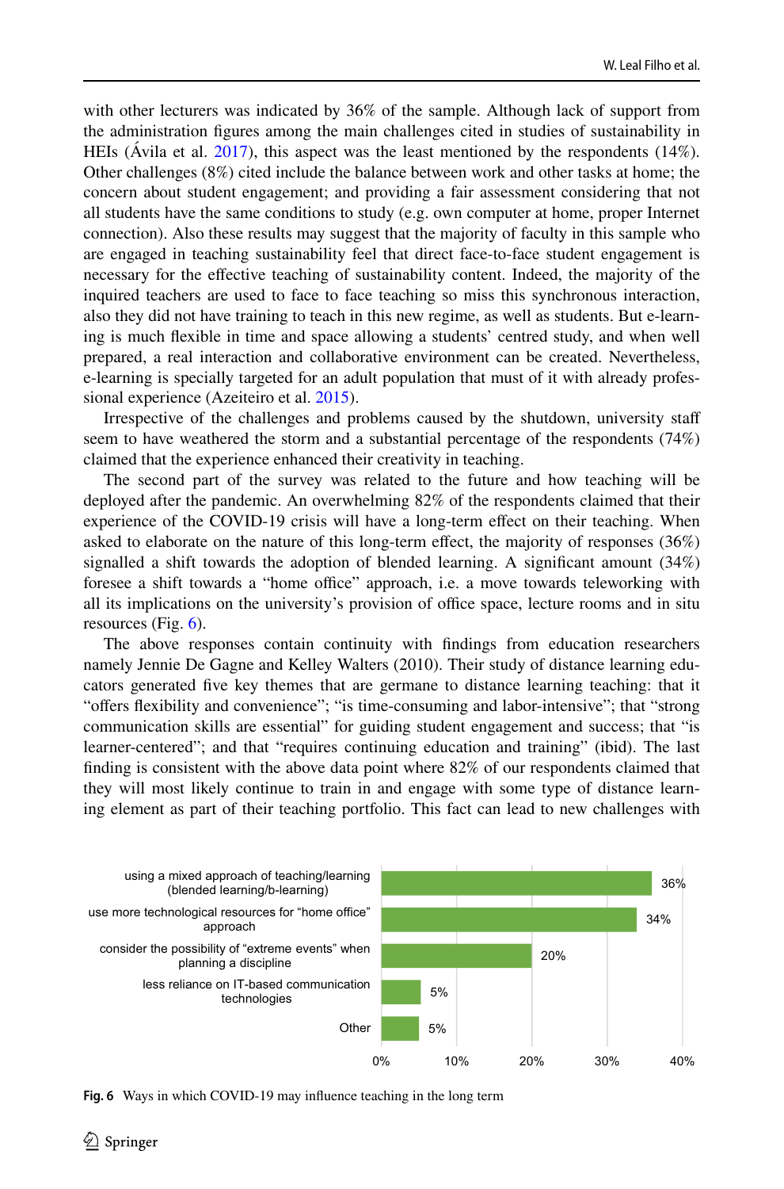with other lecturers was indicated by 36% of the sample. Although lack of support from the administration figures among the main challenges cited in studies of sustainability in HEIs (Ávila et al. 2017), this aspect was the least mentioned by the respondents (14%). Other challenges (8%) cited include the balance between work and other tasks at home; the concern about student engagement; and providing a fair assessment considering that not all students have the same conditions to study (e.g. own computer at home, proper Internet connection). Also these results may suggest that the majority of faculty in this sample who are engaged in teaching sustainability feel that direct face-to-face student engagement is necessary for the effective teaching of sustainability content. Indeed, the majority of the inquired teachers are used to face to face teaching so miss this synchronous interaction, also they did not have training to teach in this new regime, as well as students. But e-learning is much flexible in time and space allowing a students' centred study, and when well prepared, a real interaction and collaborative environment can be created. Nevertheless, e-learning is specially targeted for an adult population that must of it with already professional experience (Azeiteiro et al. 2015).

Irrespective of the challenges and problems caused by the shutdown, university staff seem to have weathered the storm and a substantial percentage of the respondents (74%) claimed that the experience enhanced their creativity in teaching.

The second part of the survey was related to the future and how teaching will be deployed after the pandemic. An overwhelming 82% of the respondents claimed that their experience of the COVID-19 crisis will have a long-term effect on their teaching. When asked to elaborate on the nature of this long-term effect, the majority of responses (36%) signalled a shift towards the adoption of blended learning. A significant amount (34%) foresee a shift towards a "home office" approach, i.e. a move towards teleworking with all its implications on the university's provision of office space, lecture rooms and in situ resources (Fig. 6).

The above responses contain continuity with findings from education researchers namely Jennie De Gagne and Kelley Walters (2010). Their study of distance learning educators generated five key themes that are germane to distance learning teaching: that it "offers flexibility and convenience"; "is time-consuming and labor-intensive"; that "strong communication skills are essential" for guiding student engagement and success; that "is learner-centered"; and that "requires continuing education and training" (ibid). The last finding is consistent with the above data point where 82% of our respondents claimed that they will most likely continue to train in and engage with some type of distance learning element as part of their teaching portfolio. This fact can lead to new challenges with

| Category | Percentage |
|---|---|
| using a mixed approach of teaching/learning (blended learning/b-learning) | 36% |
| use more technological resources for "home office" approach | 34% |
| consider the possibility of "extreme events" when planning a discipline | 20% |
| less reliance on IT-based communication technologies | 5% |
| Other | 5% |

**Fig. 6** Ways in which COVID-19 may influence teaching in the long term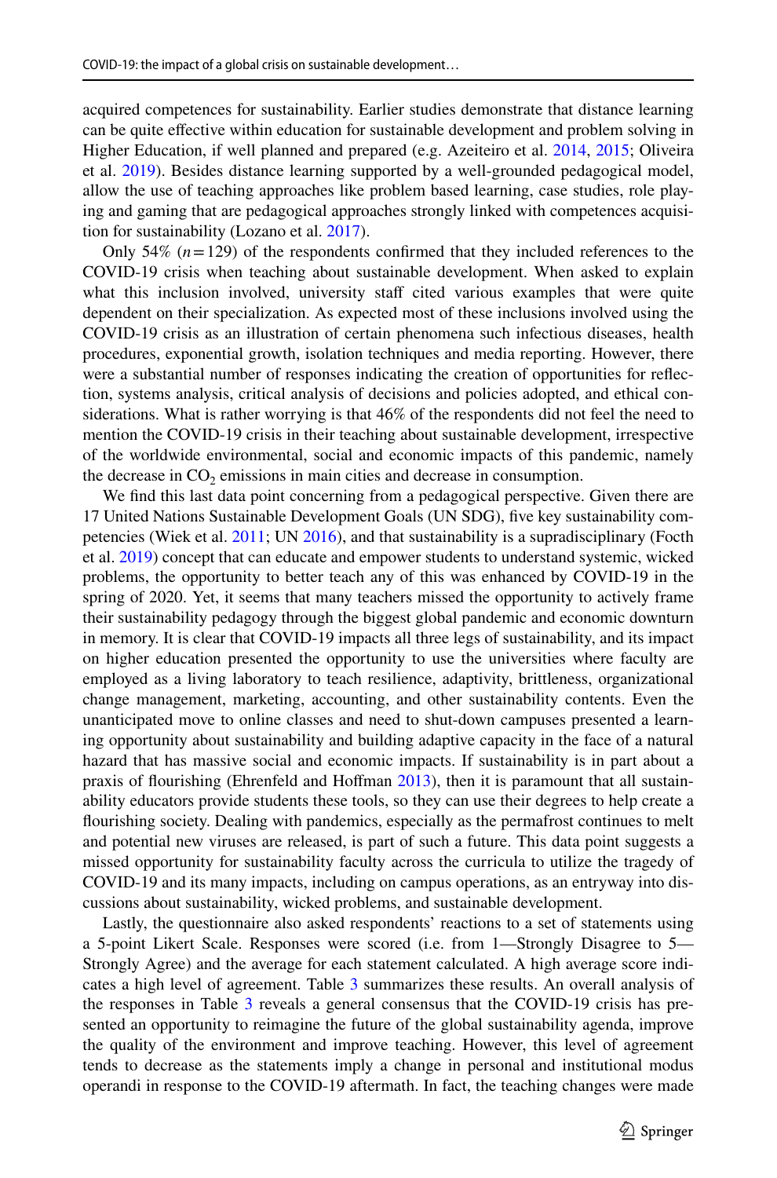acquired competences for sustainability. Earlier studies demonstrate that distance learning can be quite effective within education for sustainable development and problem solving in Higher Education, if well planned and prepared (e.g. Azeiteiro et al. 2014, 2015; Oliveira et al. 2019). Besides distance learning supported by a well-grounded pedagogical model, allow the use of teaching approaches like problem based learning, case studies, role playing and gaming that are pedagogical approaches strongly linked with competences acquisition for sustainability (Lozano et al. 2017).

Only 54% ($n=129$) of the respondents confirmed that they included references to the COVID-19 crisis when teaching about sustainable development. When asked to explain what this inclusion involved, university staff cited various examples that were quite dependent on their specialization. As expected most of these inclusions involved using the COVID-19 crisis as an illustration of certain phenomena such infectious diseases, health procedures, exponential growth, isolation techniques and media reporting. However, there were a substantial number of responses indicating the creation of opportunities for reflection, systems analysis, critical analysis of decisions and policies adopted, and ethical considerations. What is rather worrying is that 46% of the respondents did not feel the need to mention the COVID-19 crisis in their teaching about sustainable development, irrespective of the worldwide environmental, social and economic impacts of this pandemic, namely the decrease in $CO_2$ emissions in main cities and decrease in consumption.

We find this last data point concerning from a pedagogical perspective. Given there are 17 United Nations Sustainable Development Goals (UN SDG), five key sustainability competencies (Wiek et al. 2011; UN 2016), and that sustainability is a supradisciplinary (Focth et al. 2019) concept that can educate and empower students to understand systemic, wicked problems, the opportunity to better teach any of this was enhanced by COVID-19 in the spring of 2020. Yet, it seems that many teachers missed the opportunity to actively frame their sustainability pedagogy through the biggest global pandemic and economic downturn in memory. It is clear that COVID-19 impacts all three legs of sustainability, and its impact on higher education presented the opportunity to use the universities where faculty are employed as a living laboratory to teach resilience, adaptivity, brittleness, organizational change management, marketing, accounting, and other sustainability contents. Even the unanticipated move to online classes and need to shut-down campuses presented a learning opportunity about sustainability and building adaptive capacity in the face of a natural hazard that has massive social and economic impacts. If sustainability is in part about a praxis of flourishing (Ehrenfeld and Hoffman 2013), then it is paramount that all sustainability educators provide students these tools, so they can use their degrees to help create a flourishing society. Dealing with pandemics, especially as the permafrost continues to melt and potential new viruses are released, is part of such a future. This data point suggests a missed opportunity for sustainability faculty across the curricula to utilize the tragedy of COVID-19 and its many impacts, including on campus operations, as an entryway into discussions about sustainability, wicked problems, and sustainable development.

Lastly, the questionnaire also asked respondents' reactions to a set of statements using a 5-point Likert Scale. Responses were scored (i.e. from 1—Strongly Disagree to 5—Strongly Agree) and the average for each statement calculated. A high average score indicates a high level of agreement. Table 3 summarizes these results. An overall analysis of the responses in Table 3 reveals a general consensus that the COVID-19 crisis has presented an opportunity to reimagine the future of the global sustainability agenda, improve the quality of the environment and improve teaching. However, this level of agreement tends to decrease as the statements imply a change in personal and institutional modus operandi in response to the COVID-19 aftermath. In fact, the teaching changes were made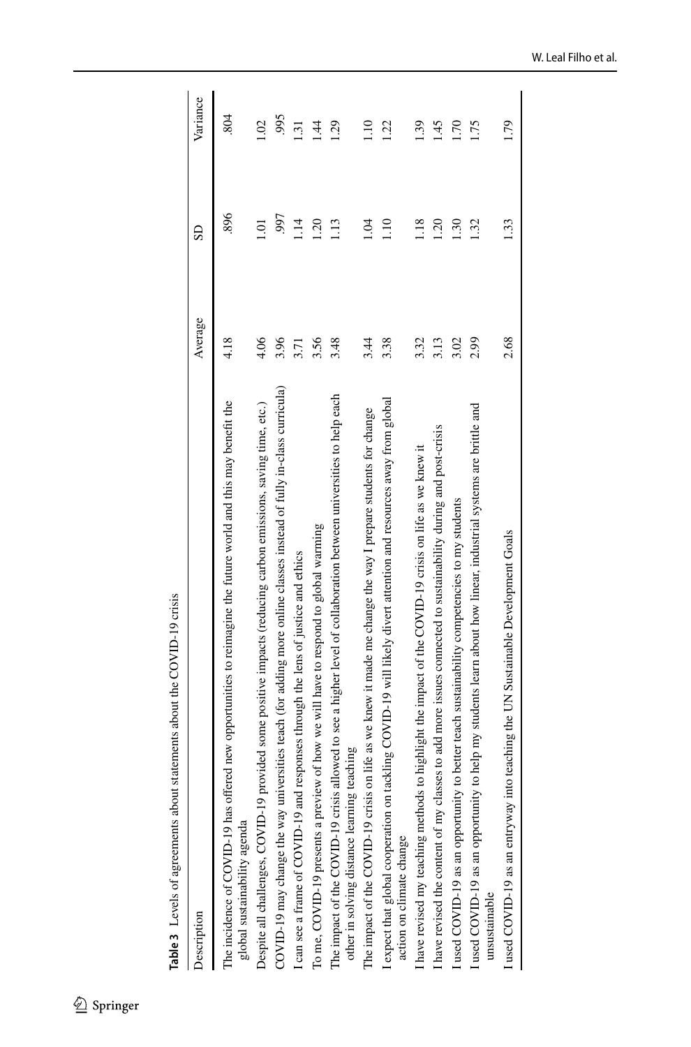**Table 3** Levels of agreements about statements about the COVID-19 crisis

| Description | Average | SD | Variance |
|---|---|---|---|
| The incidence of COVID-19 has offered new opportunities to reimagine the future world and this may benefit the global sustainability agenda | 4.18 | .896 | .804 |
| Despite all challenges, COVID-19 provided some positive impacts (reducing carbon emissions, saving time, etc.) | 4.06 | 1.01 | 1.02 |
| COVID-19 may change the way universities teach (for adding more online classes instead of fully in-class curricula) | 3.96 | .997 | .995 |
| I can see a frame of COVID-19 and responses through the lens of justice and ethics | 3.71 | 1.14 | 1.31 |
| To me, COVID-19 presents a preview of how we will have to respond to global warming | 3.56 | 1.20 | 1.44 |
| The impact of the COVID-19 crisis allowed to see a higher level of collaboration between universities to help each other in solving distance learning teaching | 3.48 | 1.13 | 1.29 |
| The impact of the COVID-19 crisis on life as we knew it made me change the way I prepare students for change | 3.44 | 1.04 | 1.10 |
| I expect that global cooperation on tackling COVID-19 will likely divert attention and resources away from global action on climate change | 3.38 | 1.10 | 1.22 |
| I have revised my teaching methods to highlight the impact of the COVID-19 crisis on life as we knew it | 3.32 | 1.18 | 1.39 |
| I have revised the content of my classes to add more issues connected to sustainability during and post-crisis | 3.13 | 1.20 | 1.45 |
| I used COVID-19 as an opportunity to better teach sustainability competencies to my students | 3.02 | 1.30 | 1.70 |
| I used COVID-19 as an opportunity to help my students learn about how linear, industrial systems are brittle and unsustainable | 2.99 | 1.32 | 1.75 |
| I used COVID-19 as an entryway into teaching the UN Sustainable Development Goals | 2.68 | 1.33 | 1.79 |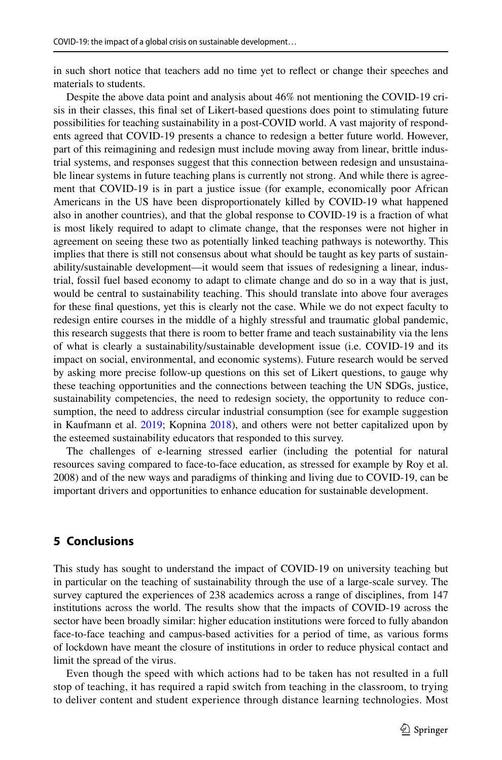in such short notice that teachers add no time yet to reflect or change their speeches and materials to students.

Despite the above data point and analysis about 46% not mentioning the COVID-19 crisis in their classes, this final set of Likert-based questions does point to stimulating future possibilities for teaching sustainability in a post-COVID world. A vast majority of respondents agreed that COVID-19 presents a chance to redesign a better future world. However, part of this reimagining and redesign must include moving away from linear, brittle industrial systems, and responses suggest that this connection between redesign and unsustainable linear systems in future teaching plans is currently not strong. And while there is agreement that COVID-19 is in part a justice issue (for example, economically poor African Americans in the US have been disproportionately killed by COVID-19 what happened also in another countries), and that the global response to COVID-19 is a fraction of what is most likely required to adapt to climate change, that the responses were not higher in agreement on seeing these two as potentially linked teaching pathways is noteworthy. This implies that there is still not consensus about what should be taught as key parts of sustainability/sustainable development—it would seem that issues of redesigning a linear, industrial, fossil fuel based economy to adapt to climate change and do so in a way that is just, would be central to sustainability teaching. This should translate into above four averages for these final questions, yet this is clearly not the case. While we do not expect faculty to redesign entire courses in the middle of a highly stressful and traumatic global pandemic, this research suggests that there is room to better frame and teach sustainability via the lens of what is clearly a sustainability/sustainable development issue (i.e. COVID-19 and its impact on social, environmental, and economic systems). Future research would be served by asking more precise follow-up questions on this set of Likert questions, to gauge why these teaching opportunities and the connections between teaching the UN SDGs, justice, sustainability competencies, the need to redesign society, the opportunity to reduce consumption, the need to address circular industrial consumption (see for example suggestion in Kaufmann et al. 2019; Kopnina 2018), and others were not better capitalized upon by the esteemed sustainability educators that responded to this survey.

The challenges of e-learning stressed earlier (including the potential for natural resources saving compared to face-to-face education, as stressed for example by Roy et al. 2008) and of the new ways and paradigms of thinking and living due to COVID-19, can be important drivers and opportunities to enhance education for sustainable development.

## 5 Conclusions

This study has sought to understand the impact of COVID-19 on university teaching but in particular on the teaching of sustainability through the use of a large-scale survey. The survey captured the experiences of 238 academics across a range of disciplines, from 147 institutions across the world. The results show that the impacts of COVID-19 across the sector have been broadly similar: higher education institutions were forced to fully abandon face-to-face teaching and campus-based activities for a period of time, as various forms of lockdown have meant the closure of institutions in order to reduce physical contact and limit the spread of the virus.

Even though the speed with which actions had to be taken has not resulted in a full stop of teaching, it has required a rapid switch from teaching in the classroom, to trying to deliver content and student experience through distance learning technologies. Most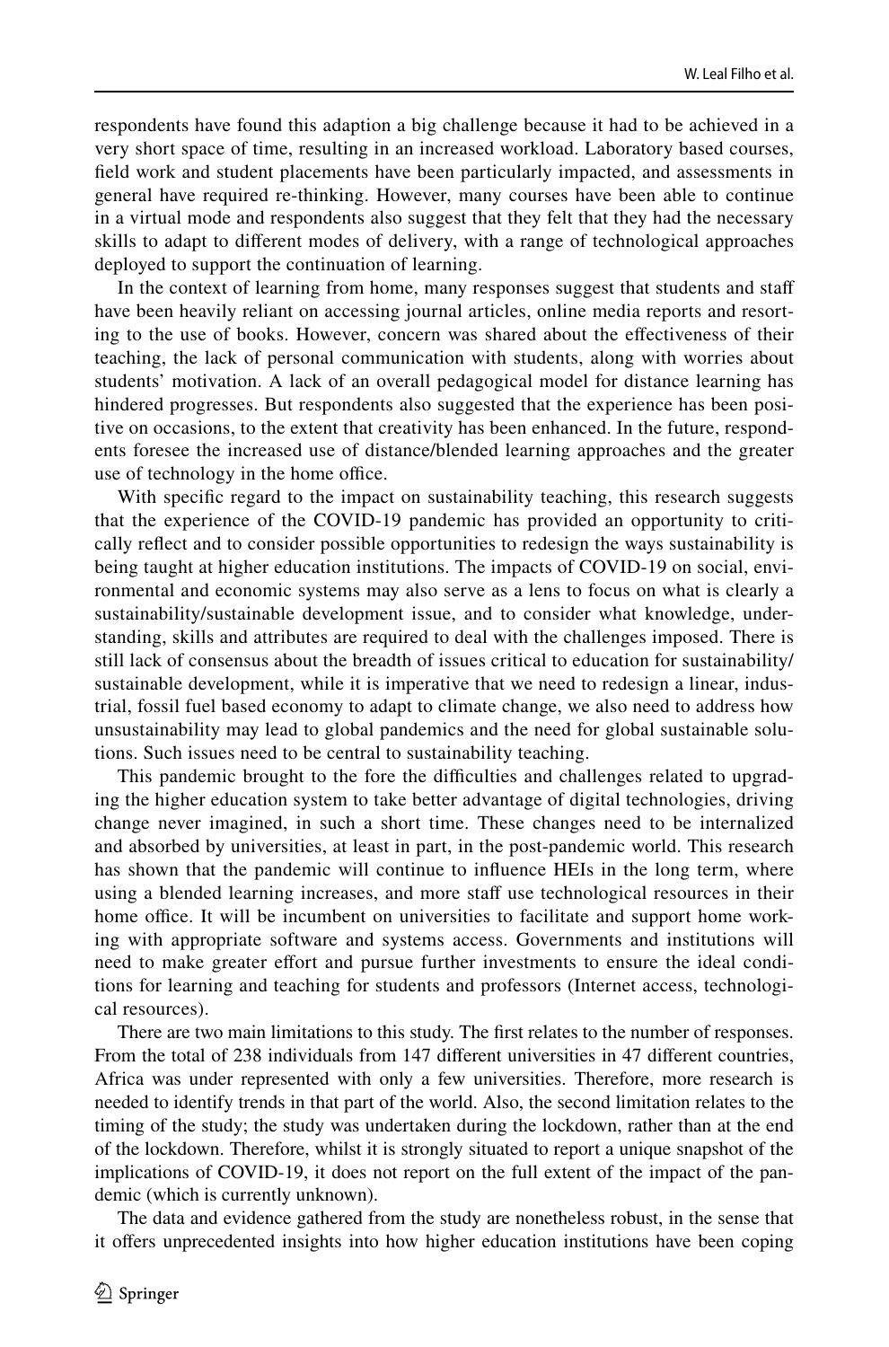respondents have found this adaption a big challenge because it had to be achieved in a very short space of time, resulting in an increased workload. Laboratory based courses, field work and student placements have been particularly impacted, and assessments in general have required re-thinking. However, many courses have been able to continue in a virtual mode and respondents also suggest that they felt that they had the necessary skills to adapt to different modes of delivery, with a range of technological approaches deployed to support the continuation of learning.

In the context of learning from home, many responses suggest that students and staff have been heavily reliant on accessing journal articles, online media reports and resorting to the use of books. However, concern was shared about the effectiveness of their teaching, the lack of personal communication with students, along with worries about students' motivation. A lack of an overall pedagogical model for distance learning has hindered progresses. But respondents also suggested that the experience has been positive on occasions, to the extent that creativity has been enhanced. In the future, respondents foresee the increased use of distance/blended learning approaches and the greater use of technology in the home office.

With specific regard to the impact on sustainability teaching, this research suggests that the experience of the COVID-19 pandemic has provided an opportunity to critically reflect and to consider possible opportunities to redesign the ways sustainability is being taught at higher education institutions. The impacts of COVID-19 on social, environmental and economic systems may also serve as a lens to focus on what is clearly a sustainability/sustainable development issue, and to consider what knowledge, understanding, skills and attributes are required to deal with the challenges imposed. There is still lack of consensus about the breadth of issues critical to education for sustainability/sustainable development, while it is imperative that we need to redesign a linear, industrial, fossil fuel based economy to adapt to climate change, we also need to address how unsustainability may lead to global pandemics and the need for global sustainable solutions. Such issues need to be central to sustainability teaching.

This pandemic brought to the fore the difficulties and challenges related to upgrading the higher education system to take better advantage of digital technologies, driving change never imagined, in such a short time. These changes need to be internalized and absorbed by universities, at least in part, in the post-pandemic world. This research has shown that the pandemic will continue to influence HEIs in the long term, where using a blended learning increases, and more staff use technological resources in their home office. It will be incumbent on universities to facilitate and support home working with appropriate software and systems access. Governments and institutions will need to make greater effort and pursue further investments to ensure the ideal conditions for learning and teaching for students and professors (Internet access, technological resources).

There are two main limitations to this study. The first relates to the number of responses. From the total of 238 individuals from 147 different universities in 47 different countries, Africa was under represented with only a few universities. Therefore, more research is needed to identify trends in that part of the world. Also, the second limitation relates to the timing of the study; the study was undertaken during the lockdown, rather than at the end of the lockdown. Therefore, whilst it is strongly situated to report a unique snapshot of the implications of COVID-19, it does not report on the full extent of the impact of the pandemic (which is currently unknown).

The data and evidence gathered from the study are nonetheless robust, in the sense that it offers unprecedented insights into how higher education institutions have been coping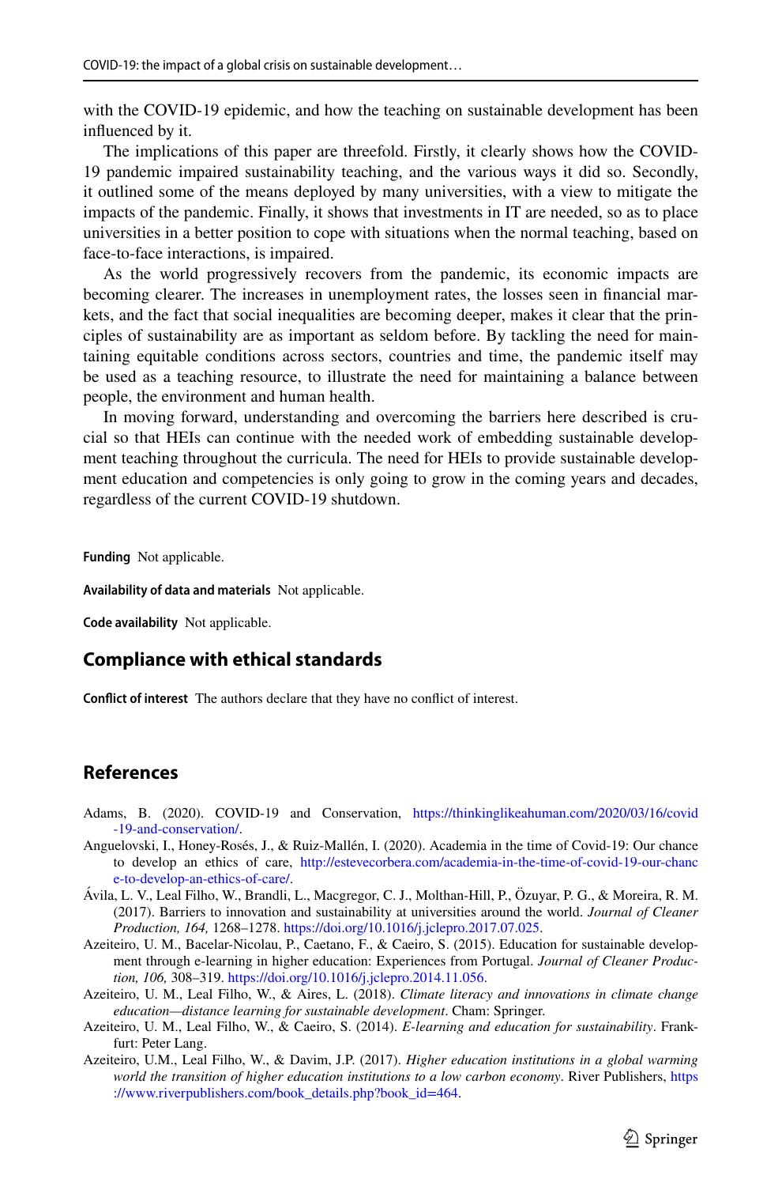with the COVID-19 epidemic, and how the teaching on sustainable development has been influenced by it.

The implications of this paper are threefold. Firstly, it clearly shows how the COVID-19 pandemic impaired sustainability teaching, and the various ways it did so. Secondly, it outlined some of the means deployed by many universities, with a view to mitigate the impacts of the pandemic. Finally, it shows that investments in IT are needed, so as to place universities in a better position to cope with situations when the normal teaching, based on face-to-face interactions, is impaired.

As the world progressively recovers from the pandemic, its economic impacts are becoming clearer. The increases in unemployment rates, the losses seen in financial markets, and the fact that social inequalities are becoming deeper, makes it clear that the principles of sustainability are as important as seldom before. By tackling the need for maintaining equitable conditions across sectors, countries and time, the pandemic itself may be used as a teaching resource, to illustrate the need for maintaining a balance between people, the environment and human health.

In moving forward, understanding and overcoming the barriers here described is crucial so that HEIs can continue with the needed work of embedding sustainable development teaching throughout the curricula. The need for HEIs to provide sustainable development education and competencies is only going to grow in the coming years and decades, regardless of the current COVID-19 shutdown.

**Funding** Not applicable.

**Availability of data and materials** Not applicable.

**Code availability** Not applicable.

## Compliance with ethical standards

**Conflict of interest** The authors declare that they have no conflict of interest.

## References

Adams, B. (2020). COVID-19 and Conservation, https://thinkinglikeahuman.com/2020/03/16/covid-19-and-conservation/.

Anguelovski, I., Honey-Rosés, J., & Ruiz-Mallén, I. (2020). Academia in the time of Covid-19: Our chance to develop an ethics of care, http://estevecorbera.com/academia-in-the-time-of-covid-19-our-chance-to-develop-an-ethics-of-care/.

Ávila, L. V., Leal Filho, W., Brandli, L., Macgregor, C. J., Molthan-Hill, P., Özuyar, P. G., & Moreira, R. M. (2017). Barriers to innovation and sustainability at universities around the world. *Journal of Cleaner Production, 164,* 1268–1278. https://doi.org/10.1016/j.jclepro.2017.07.025.

Azeiteiro, U. M., Bacelar-Nicolau, P., Caetano, F., & Caeiro, S. (2015). Education for sustainable development through e-learning in higher education: Experiences from Portugal. *Journal of Cleaner Production, 106,* 308–319. https://doi.org/10.1016/j.jclepro.2014.11.056.

Azeiteiro, U. M., Leal Filho, W., & Aires, L. (2018). *Climate literacy and innovations in climate change education—distance learning for sustainable development*. Cham: Springer.

Azeiteiro, U. M., Leal Filho, W., & Caeiro, S. (2014). *E-learning and education for sustainability*. Frankfurt: Peter Lang.

Azeiteiro, U.M., Leal Filho, W., & Davim, J.P. (2017). *Higher education institutions in a global warming world the transition of higher education institutions to a low carbon economy*. River Publishers, https://www.riverpublishers.com/book_details.php?book_id=464.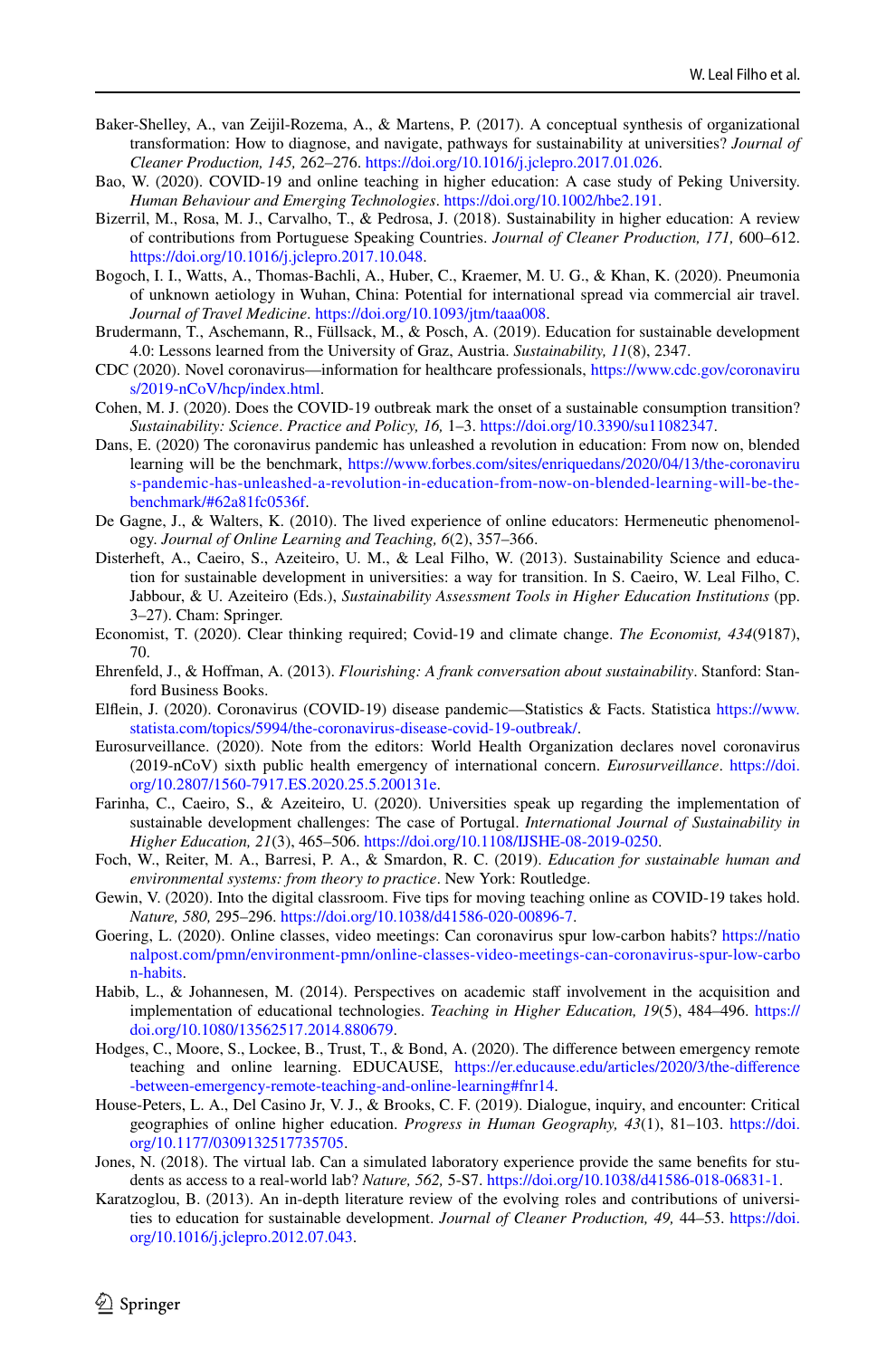Baker-Shelley, A., van Zeijil-Rozema, A., & Martens, P. (2017). A conceptual synthesis of organizational transformation: How to diagnose, and navigate, pathways for sustainability at universities? *Journal of Cleaner Production, 145,* 262–276. https://doi.org/10.1016/j.jclepro.2017.01.026.

Bao, W. (2020). COVID-19 and online teaching in higher education: A case study of Peking University. *Human Behaviour and Emerging Technologies*. https://doi.org/10.1002/hbe2.191.

Bizerril, M., Rosa, M. J., Carvalho, T., & Pedrosa, J. (2018). Sustainability in higher education: A review of contributions from Portuguese Speaking Countries. *Journal of Cleaner Production, 171,* 600–612. https://doi.org/10.1016/j.jclepro.2017.10.048.

Bogoch, I. I., Watts, A., Thomas-Bachli, A., Huber, C., Kraemer, M. U. G., & Khan, K. (2020). Pneumonia of unknown aetiology in Wuhan, China: Potential for international spread via commercial air travel. *Journal of Travel Medicine*. https://doi.org/10.1093/jtm/taaa008.

Brudermann, T., Aschemann, R., Füllsack, M., & Posch, A. (2019). Education for sustainable development 4.0: Lessons learned from the University of Graz, Austria. *Sustainability, 11*(8), 2347.

CDC (2020). Novel coronavirus—information for healthcare professionals, https://www.cdc.gov/coronavirus/2019-nCoV/hcp/index.html.

Cohen, M. J. (2020). Does the COVID-19 outbreak mark the onset of a sustainable consumption transition? *Sustainability: Science*. *Practice and Policy, 16,* 1–3. https://doi.org/10.3390/su11082347.

Dans, E. (2020) The coronavirus pandemic has unleashed a revolution in education: From now on, blended learning will be the benchmark, https://www.forbes.com/sites/enriquedans/2020/04/13/the-coronavirus-pandemic-has-unleashed-a-revolution-in-education-from-now-on-blended-learning-will-be-the-benchmark/#62a81fc0536f.

De Gagne, J., & Walters, K. (2010). The lived experience of online educators: Hermeneutic phenomenology. *Journal of Online Learning and Teaching, 6*(2), 357–366.

Disterheft, A., Caeiro, S., Azeiteiro, U. M., & Leal Filho, W. (2013). Sustainability Science and education for sustainable development in universities: a way for transition. In S. Caeiro, W. Leal Filho, C. Jabbour, & U. Azeiteiro (Eds.), *Sustainability Assessment Tools in Higher Education Institutions* (pp. 3–27). Cham: Springer.

Economist, T. (2020). Clear thinking required; Covid-19 and climate change. *The Economist, 434*(9187), 70.

Ehrenfeld, J., & Hoffman, A. (2013). *Flourishing: A frank conversation about sustainability*. Stanford: Stanford Business Books.

Elflein, J. (2020). Coronavirus (COVID-19) disease pandemic—Statistics & Facts. Statistica https://www.statista.com/topics/5994/the-coronavirus-disease-covid-19-outbreak/.

Eurosurveillance. (2020). Note from the editors: World Health Organization declares novel coronavirus (2019-nCoV) sixth public health emergency of international concern. *Eurosurveillance*. https://doi.org/10.2807/1560-7917.ES.2020.25.5.200131e.

Farinha, C., Caeiro, S., & Azeiteiro, U. (2020). Universities speak up regarding the implementation of sustainable development challenges: The case of Portugal. *International Journal of Sustainability in Higher Education, 21*(3), 465–506. https://doi.org/10.1108/IJSHE-08-2019-0250.

Foch, W., Reiter, M. A., Barresi, P. A., & Smardon, R. C. (2019). *Education for sustainable human and environmental systems: from theory to practice*. New York: Routledge.

Gewin, V. (2020). Into the digital classroom. Five tips for moving teaching online as COVID-19 takes hold. *Nature, 580,* 295–296. https://doi.org/10.1038/d41586-020-00896-7.

Goering, L. (2020). Online classes, video meetings: Can coronavirus spur low-carbon habits? https://nationalpost.com/pmn/environment-pmn/online-classes-video-meetings-can-coronavirus-spur-low-carbon-habits.

Habib, L., & Johannesen, M. (2014). Perspectives on academic staff involvement in the acquisition and implementation of educational technologies. *Teaching in Higher Education, 19*(5), 484–496. https://doi.org/10.1080/13562517.2014.880679.

Hodges, C., Moore, S., Lockee, B., Trust, T., & Bond, A. (2020). The difference between emergency remote teaching and online learning. EDUCAUSE, https://er.educause.edu/articles/2020/3/the-difference-between-emergency-remote-teaching-and-online-learning#fnr14.

House-Peters, L. A., Del Casino Jr, V. J., & Brooks, C. F. (2019). Dialogue, inquiry, and encounter: Critical geographies of online higher education. *Progress in Human Geography, 43*(1), 81–103. https://doi.org/10.1177/0309132517735705.

Jones, N. (2018). The virtual lab. Can a simulated laboratory experience provide the same benefits for students as access to a real-world lab? *Nature, 562,* 5-S7. https://doi.org/10.1038/d41586-018-06831-1.

Karatzoglou, B. (2013). An in-depth literature review of the evolving roles and contributions of universities to education for sustainable development. *Journal of Cleaner Production, 49,* 44–53. https://doi.org/10.1016/j.jclepro.2012.07.043.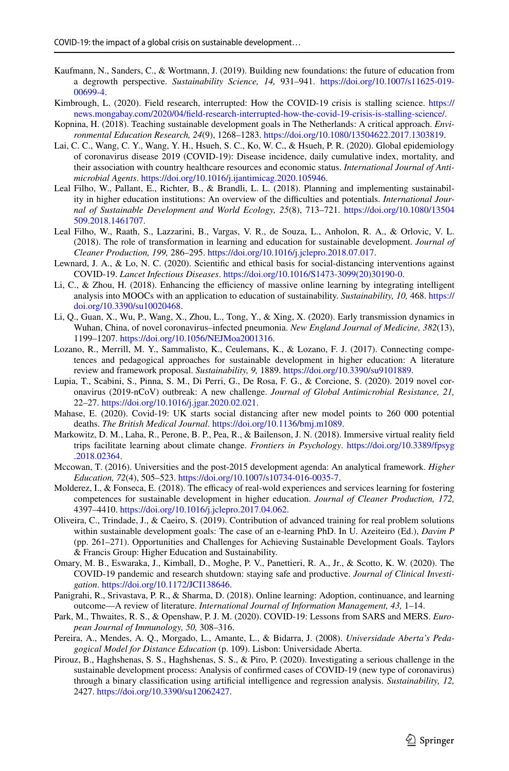Kaufmann, N., Sanders, C., & Wortmann, J. (2019). Building new foundations: the future of education from a degrowth perspective. *Sustainability Science, 14,* 931–941. https://doi.org/10.1007/s11625-019-00699-4.

Kimbrough, L. (2020). Field research, interrupted: How the COVID-19 crisis is stalling science. https://news.mongabay.com/2020/04/field-research-interrupted-how-the-covid-19-crisis-is-stalling-science/.

Kopnina, H. (2018). Teaching sustainable development goals in The Netherlands: A critical approach. *Environmental Education Research, 24*(9), 1268–1283. https://doi.org/10.1080/13504622.2017.1303819.

Lai, C. C., Wang, C. Y., Wang, Y. H., Hsueh, S. C., Ko, W. C., & Hsueh, P. R. (2020). Global epidemiology of coronavirus disease 2019 (COVID-19): Disease incidence, daily cumulative index, mortality, and their association with country healthcare resources and economic status. *International Journal of Antimicrobial Agents*. https://doi.org/10.1016/j.ijantimicag.2020.105946.

Leal Filho, W., Pallant, E., Richter, B., & Brandli, L. L. (2018). Planning and implementing sustainability in higher education institutions: An overview of the difficulties and potentials. *International Journal of Sustainable Development and World Ecology, 25*(8), 713–721. https://doi.org/10.1080/13504509.2018.1461707.

Leal Filho, W., Raath, S., Lazzarini, B., Vargas, V. R., de Souza, L., Anholon, R. A., & Orlovic, V. L. (2018). The role of transformation in learning and education for sustainable development. *Journal of Cleaner Production, 199,* 286–295. https://doi.org/10.1016/j.jclepro.2018.07.017.

Lewnard, J. A., & Lo, N. C. (2020). Scientific and ethical basis for social-distancing interventions against COVID-19. *Lancet Infectious Diseases*. https://doi.org/10.1016/S1473-3099(20)30190-0.

Li, C., & Zhou, H. (2018). Enhancing the efficiency of massive online learning by integrating intelligent analysis into MOOCs with an application to education of sustainability. *Sustainability, 10,* 468. https://doi.org/10.3390/su10020468.

Li, Q., Guan, X., Wu, P., Wang, X., Zhou, L., Tong, Y., & Xing, X. (2020). Early transmission dynamics in Wuhan, China, of novel coronavirus–infected pneumonia. *New England Journal of Medicine, 382*(13), 1199–1207. https://doi.org/10.1056/NEJMoa2001316.

Lozano, R., Merrill, M. Y., Sammalisto, K., Ceulemans, K., & Lozano, F. J. (2017). Connecting competences and pedagogical approaches for sustainable development in higher education: A literature review and framework proposal. *Sustainability, 9,* 1889. https://doi.org/10.3390/su9101889.

Lupia, T., Scabini, S., Pinna, S. M., Di Perri, G., De Rosa, F. G., & Corcione, S. (2020). 2019 novel coronavirus (2019-nCoV) outbreak: A new challenge. *Journal of Global Antimicrobial Resistance, 21,* 22–27. https://doi.org/10.1016/j.jgar.2020.02.021.

Mahase, E. (2020). Covid-19: UK starts social distancing after new model points to 260 000 potential deaths. *The British Medical Journal*. https://doi.org/10.1136/bmj.m1089.

Markowitz, D. M., Laha, R., Perone, B. P., Pea, R., & Bailenson, J. N. (2018). Immersive virtual reality field trips facilitate learning about climate change. *Frontiers in Psychology*. https://doi.org/10.3389/fpsyg.2018.02364.

Mccowan, T. (2016). Universities and the post-2015 development agenda: An analytical framework. *Higher Education, 72*(4), 505–523. https://doi.org/10.1007/s10734-016-0035-7.

Molderez, I., & Fonseca, E. (2018). The efficacy of real-wold experiences and services learning for fostering competences for sustainable development in higher education. *Journal of Cleaner Production, 172,* 4397–4410. https://doi.org/10.1016/j.jclepro.2017.04.062.

Oliveira, C., Trindade, J., & Caeiro, S. (2019). Contribution of advanced training for real problem solutions within sustainable development goals: The case of an e-learning PhD. In U. Azeiteiro (Ed.), *Davim P* (pp. 261–271). Opportunities and Challenges for Achieving Sustainable Development Goals. Taylors & Francis Group: Higher Education and Sustainability.

Omary, M. B., Eswaraka, J., Kimball, D., Moghe, P. V., Panettieri, R. A., Jr., & Scotto, K. W. (2020). The COVID-19 pandemic and research shutdown: staying safe and productive. *Journal of Clinical Investigation*. https://doi.org/10.1172/JCI138646.

Panigrahi, R., Srivastava, P. R., & Sharma, D. (2018). Online learning: Adoption, continuance, and learning outcome—A review of literature. *International Journal of Information Management, 43,* 1–14.

Park, M., Thwaites, R. S., & Openshaw, P. J. M. (2020). COVID-19: Lessons from SARS and MERS. *European Journal of Immunology, 50,* 308–316.

Pereira, A., Mendes, A. Q., Morgado, L., Amante, L., & Bidarra, J. (2008). *Universidade Aberta's Pedagogical Model for Distance Education* (p. 109). Lisbon: Universidade Aberta.

Pirouz, B., Haghshenas, S. S., Haghshenas, S. S., & Piro, P. (2020). Investigating a serious challenge in the sustainable development process: Analysis of confirmed cases of COVID-19 (new type of coronavirus) through a binary classification using artificial intelligence and regression analysis. *Sustainability, 12,* 2427. https://doi.org/10.3390/su12062427.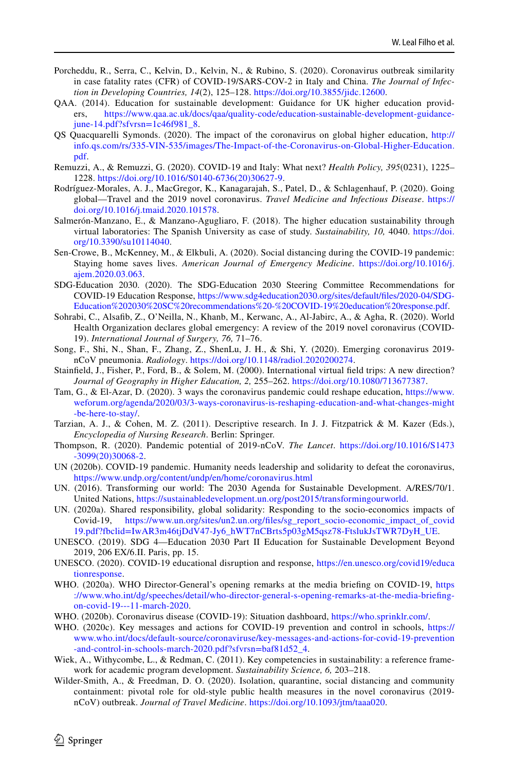Porcheddu, R., Serra, C., Kelvin, D., Kelvin, N., & Rubino, S. (2020). Coronavirus outbreak similarity in case fatality rates (CFR) of COVID-19/SARS-COV-2 in Italy and China. *The Journal of Infection in Developing Countries, 14*(2), 125–128. https://doi.org/10.3855/jidc.12600.

QAA. (2014). Education for sustainable development: Guidance for UK higher education providers, https://www.qaa.ac.uk/docs/qaa/quality-code/education-sustainable-development-guidance-june-14.pdf?sfvrsn=1c46f981_8.

QS Quacquarelli Symonds. (2020). The impact of the coronavirus on global higher education, http://info.qs.com/rs/335-VIN-535/images/The-Impact-of-the-Coronavirus-on-Global-Higher-Education.pdf.

Remuzzi, A., & Remuzzi, G. (2020). COVID-19 and Italy: What next? *Health Policy, 395*(0231), 1225–1228. https://doi.org/10.1016/S0140-6736(20)30627-9.

Rodríguez-Morales, A. J., MacGregor, K., Kanagarajah, S., Patel, D., & Schlagenhauf, P. (2020). Going global—Travel and the 2019 novel coronavirus. *Travel Medicine and Infectious Disease*. https://doi.org/10.1016/j.tmaid.2020.101578.

Salmerón-Manzano, E., & Manzano-Agugliaro, F. (2018). The higher education sustainability through virtual laboratories: The Spanish University as case of study. *Sustainability, 10,* 4040. https://doi.org/10.3390/su10114040.

Sen-Crowe, B., McKenney, M., & Elkbuli, A. (2020). Social distancing during the COVID-19 pandemic: Staying home saves lives. *American Journal of Emergency Medicine*. https://doi.org/10.1016/j.ajem.2020.03.063.

SDG-Education 2030. (2020). The SDG-Education 2030 Steering Committee Recommendations for COVID-19 Education Response, https://www.sdg4education2030.org/sites/default/files/2020-04/SDG-Education%202030%20SC%20recommendations%20-%20COVID-19%20education%20response.pdf.

Sohrabi, C., Alsafib, Z., O'Neilla, N., Khanb, M., Kerwanc, A., Al-Jabirc, A., & Agha, R. (2020). World Health Organization declares global emergency: A review of the 2019 novel coronavirus (COVID-19). *International Journal of Surgery, 76,* 71–76.

Song, F., Shi, N., Shan, F., Zhang, Z., ShenLu, J. H., & Shi, Y. (2020). Emerging coronavirus 2019-nCoV pneumonia. *Radiology*. https://doi.org/10.1148/radiol.2020200274.

Stainfield, J., Fisher, P., Ford, B., & Solem, M. (2000). International virtual field trips: A new direction? *Journal of Geography in Higher Education, 2,* 255–262. https://doi.org/10.1080/713677387.

Tam, G., & El-Azar, D. (2020). 3 ways the coronavirus pandemic could reshape education, https://www.weforum.org/agenda/2020/03/3-ways-coronavirus-is-reshaping-education-and-what-changes-might-be-here-to-stay/.

Tarzian, A. J., & Cohen, M. Z. (2011). Descriptive research. In J. J. Fitzpatrick & M. Kazer (Eds.), *Encyclopedia of Nursing Research*. Berlin: Springer.

Thompson, R. (2020). Pandemic potential of 2019-nCoV. *The Lancet*. https://doi.org/10.1016/S1473-3099(20)30068-2.

UN (2020b). COVID-19 pandemic. Humanity needs leadership and solidarity to defeat the coronavirus, https://www.undp.org/content/undp/en/home/coronavirus.html

UN. (2016). Transforming our world: The 2030 Agenda for Sustainable Development. A/RES/70/1. United Nations, https://sustainabledevelopment.un.org/post2015/transformingourworld.

UN. (2020a). Shared responsibility, global solidarity: Responding to the socio-economics impacts of Covid-19, https://www.un.org/sites/un2.un.org/files/sg_report_socio-economic_impact_of_covid19.pdf?fbclid=IwAR3m46tjDdV47-Jy6_hWT7nCBrts5p03gM5qsz78-FtslukJsTWR7DyH_UE.

UNESCO. (2019). SDG 4—Education 2030 Part II Education for Sustainable Development Beyond 2019, 206 EX/6.II. Paris, pp. 15.

UNESCO. (2020). COVID-19 educational disruption and response, https://en.unesco.org/covid19/educationresponse.

WHO. (2020a). WHO Director-General's opening remarks at the media briefing on COVID-19, https://www.who.int/dg/speeches/detail/who-director-general-s-opening-remarks-at-the-media-briefing-on-covid-19---11-march-2020.

WHO. (2020b). Coronavirus disease (COVID-19): Situation dashboard, https://who.sprinklr.com/.

WHO. (2020c). Key messages and actions for COVID-19 prevention and control in schools, https://www.who.int/docs/default-source/coronaviruse/key-messages-and-actions-for-covid-19-prevention-and-control-in-schools-march-2020.pdf?sfvrsn=baf81d52_4.

Wiek, A., Withycombe, L., & Redman, C. (2011). Key competencies in sustainability: a reference framework for academic program development. *Sustainability Science, 6,* 203–218.

Wilder-Smith, A., & Freedman, D. O. (2020). Isolation, quarantine, social distancing and community containment: pivotal role for old-style public health measures in the novel coronavirus (2019-nCoV) outbreak. *Journal of Travel Medicine*. https://doi.org/10.1093/jtm/taaa020.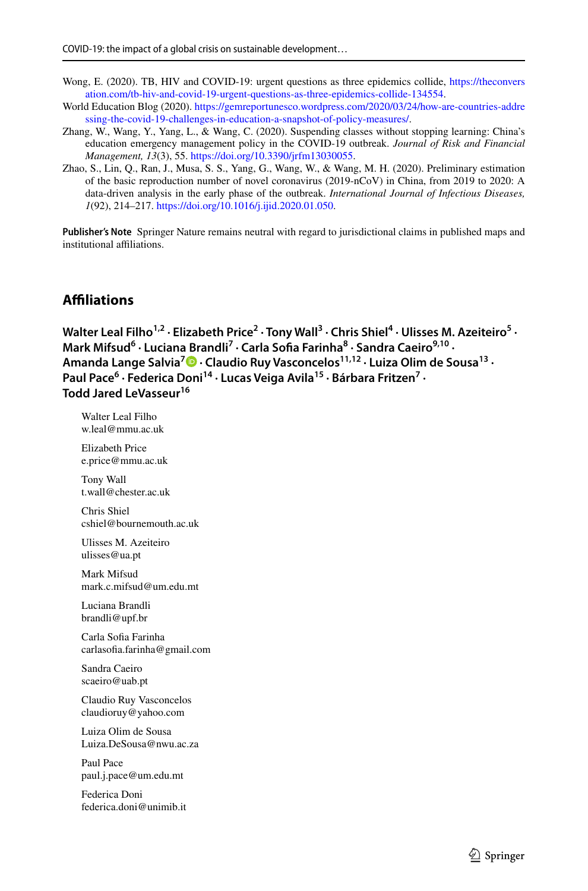Wong, E. (2020). TB, HIV and COVID-19: urgent questions as three epidemics collide, https://theconversation.com/tb-hiv-and-covid-19-urgent-questions-as-three-epidemics-collide-134554.

World Education Blog (2020). https://gemreportunesco.wordpress.com/2020/03/24/how-are-countries-addressing-the-covid-19-challenges-in-education-a-snapshot-of-policy-measures/.

Zhang, W., Wang, Y., Yang, L., & Wang, C. (2020). Suspending classes without stopping learning: China's education emergency management policy in the COVID-19 outbreak. *Journal of Risk and Financial Management, 13*(3), 55. https://doi.org/10.3390/jrfm13030055.

Zhao, S., Lin, Q., Ran, J., Musa, S. S., Yang, G., Wang, W., & Wang, M. H. (2020). Preliminary estimation of the basic reproduction number of novel coronavirus (2019-nCoV) in China, from 2019 to 2020: A data-driven analysis in the early phase of the outbreak. *International Journal of Infectious Diseases, 1*(92), 214–217. https://doi.org/10.1016/j.ijid.2020.01.050.

**Publisher's Note** Springer Nature remains neutral with regard to jurisdictional claims in published maps and institutional affiliations.

## Affiliations

**Walter Leal Filho[1,2] · Elizabeth Price[2] · Tony Wall[3] · Chris Shiel[4] · Ulisses M. Azeiteiro[5] · Mark Mifsud[6] · Luciana Brandli[7] · Carla Sofia Farinha[8] · Sandra Caeiro[9,10] · Amanda Lange Salvia[7] · Claudio Ruy Vasconcelos[11,12] · Luiza Olim de Sousa[13] · Paul Pace[6] · Federica Doni[14] · Lucas Veiga Avila[15] · Bárbara Fritzen[7] · Todd Jared LeVasseur[16]**

Walter Leal Filho
w.leal@mmu.ac.uk

Elizabeth Price
e.price@mmu.ac.uk

Tony Wall
t.wall@chester.ac.uk

Chris Shiel
cshiel@bournemouth.ac.uk

Ulisses M. Azeiteiro
ulisses@ua.pt

Mark Mifsud
mark.c.mifsud@um.edu.mt

Luciana Brandli
brandli@upf.br

Carla Sofia Farinha
carlasofia.farinha@gmail.com

Sandra Caeiro
scaeiro@uab.pt

Claudio Ruy Vasconcelos
claudioruy@yahoo.com

Luiza Olim de Sousa
Luiza.DeSousa@nwu.ac.za

Paul Pace
paul.j.pace@um.edu.mt

Federica Doni
federica.doni@unimib.it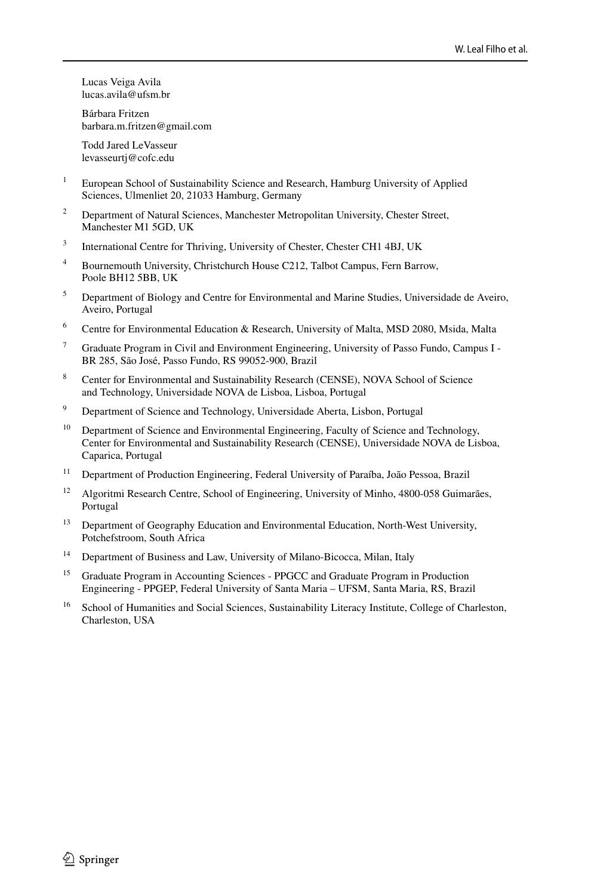Lucas Veiga Avila
lucas.avila@ufsm.br

Bárbara Fritzen
barbara.m.fritzen@gmail.com

Todd Jared LeVasseur
levasseurtj@cofc.edu

[1] European School of Sustainability Science and Research, Hamburg University of Applied Sciences, Ulmenliet 20, 21033 Hamburg, Germany

[2] Department of Natural Sciences, Manchester Metropolitan University, Chester Street, Manchester M1 5GD, UK

[3] International Centre for Thriving, University of Chester, Chester CH1 4BJ, UK

[4] Bournemouth University, Christchurch House C212, Talbot Campus, Fern Barrow, Poole BH12 5BB, UK

[5] Department of Biology and Centre for Environmental and Marine Studies, Universidade de Aveiro, Aveiro, Portugal

[6] Centre for Environmental Education & Research, University of Malta, MSD 2080, Msida, Malta

[7] Graduate Program in Civil and Environment Engineering, University of Passo Fundo, Campus I - BR 285, São José, Passo Fundo, RS 99052-900, Brazil

[8] Center for Environmental and Sustainability Research (CENSE), NOVA School of Science and Technology, Universidade NOVA de Lisboa, Lisboa, Portugal

[9] Department of Science and Technology, Universidade Aberta, Lisbon, Portugal

[10] Department of Science and Environmental Engineering, Faculty of Science and Technology, Center for Environmental and Sustainability Research (CENSE), Universidade NOVA de Lisboa, Caparica, Portugal

[11] Department of Production Engineering, Federal University of Paraíba, João Pessoa, Brazil

[12] Algoritmi Research Centre, School of Engineering, University of Minho, 4800-058 Guimarães, Portugal

[13] Department of Geography Education and Environmental Education, North-West University, Potchefstroom, South Africa

[14] Department of Business and Law, University of Milano-Bicocca, Milan, Italy

[15] Graduate Program in Accounting Sciences - PPGCC and Graduate Program in Production Engineering - PPGEP, Federal University of Santa Maria – UFSM, Santa Maria, RS, Brazil

[16] School of Humanities and Social Sciences, Sustainability Literacy Institute, College of Charleston, Charleston, USA